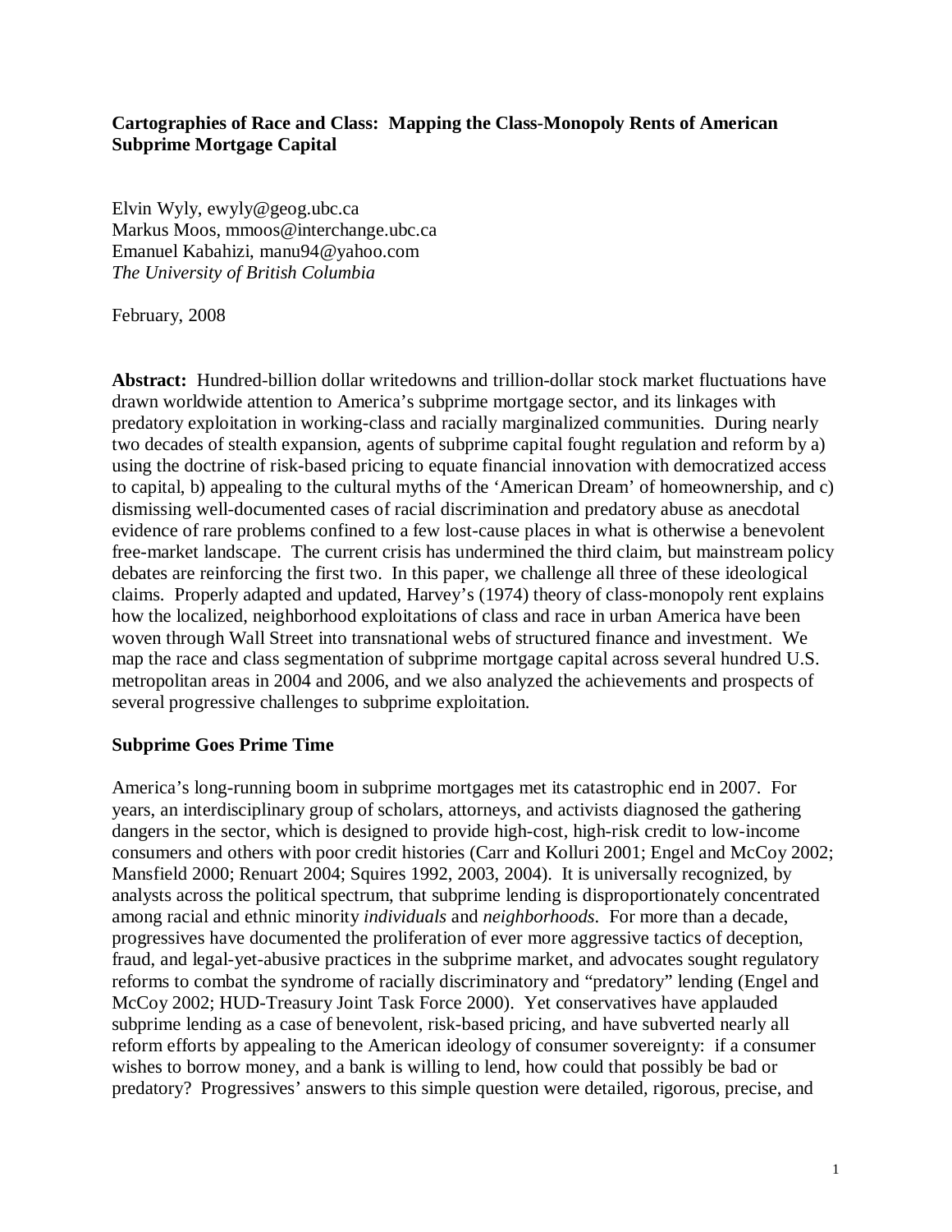**Cartographies of Race and Class: Mapping the Class-Monopoly Rents of American Subprime Mortgage Capital**

Elvin Wyly, ewyly@geog.ubc.ca
Markus Moos, mmoos@interchange.ubc.ca
Emanuel Kabahizi, manu94@yahoo.com
*The University of British Columbia*

February, 2008

**Abstract:** Hundred-billion dollar writedowns and trillion-dollar stock market fluctuations have drawn worldwide attention to America's subprime mortgage sector, and its linkages with predatory exploitation in working-class and racially marginalized communities. During nearly two decades of stealth expansion, agents of subprime capital fought regulation and reform by a) using the doctrine of risk-based pricing to equate financial innovation with democratized access to capital, b) appealing to the cultural myths of the 'American Dream' of homeownership, and c) dismissing well-documented cases of racial discrimination and predatory abuse as anecdotal evidence of rare problems confined to a few lost-cause places in what is otherwise a benevolent free-market landscape. The current crisis has undermined the third claim, but mainstream policy debates are reinforcing the first two. In this paper, we challenge all three of these ideological claims. Properly adapted and updated, Harvey's (1974) theory of class-monopoly rent explains how the localized, neighborhood exploitations of class and race in urban America have been woven through Wall Street into transnational webs of structured finance and investment. We map the race and class segmentation of subprime mortgage capital across several hundred U.S. metropolitan areas in 2004 and 2006, and we also analyzed the achievements and prospects of several progressive challenges to subprime exploitation.

## Subprime Goes Prime Time

America's long-running boom in subprime mortgages met its catastrophic end in 2007. For years, an interdisciplinary group of scholars, attorneys, and activists diagnosed the gathering dangers in the sector, which is designed to provide high-cost, high-risk credit to low-income consumers and others with poor credit histories (Carr and Kolluri 2001; Engel and McCoy 2002; Mansfield 2000; Renuart 2004; Squires 1992, 2003, 2004). It is universally recognized, by analysts across the political spectrum, that subprime lending is disproportionately concentrated among racial and ethnic minority *individuals* and *neighborhoods*. For more than a decade, progressives have documented the proliferation of ever more aggressive tactics of deception, fraud, and legal-yet-abusive practices in the subprime market, and advocates sought regulatory reforms to combat the syndrome of racially discriminatory and "predatory" lending (Engel and McCoy 2002; HUD-Treasury Joint Task Force 2000). Yet conservatives have applauded subprime lending as a case of benevolent, risk-based pricing, and have subverted nearly all reform efforts by appealing to the American ideology of consumer sovereignty: if a consumer wishes to borrow money, and a bank is willing to lend, how could that possibly be bad or predatory? Progressives' answers to this simple question were detailed, rigorous, precise, and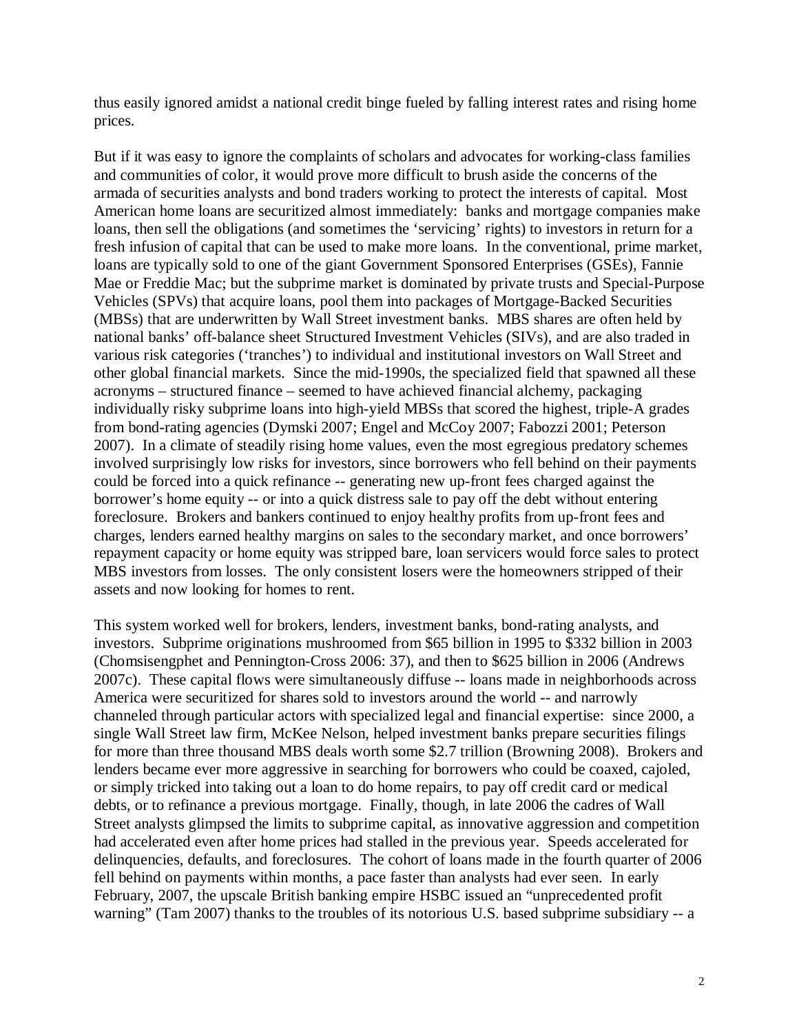thus easily ignored amidst a national credit binge fueled by falling interest rates and rising home prices.

But if it was easy to ignore the complaints of scholars and advocates for working-class families and communities of color, it would prove more difficult to brush aside the concerns of the armada of securities analysts and bond traders working to protect the interests of capital. Most American home loans are securitized almost immediately: banks and mortgage companies make loans, then sell the obligations (and sometimes the 'servicing' rights) to investors in return for a fresh infusion of capital that can be used to make more loans. In the conventional, prime market, loans are typically sold to one of the giant Government Sponsored Enterprises (GSEs), Fannie Mae or Freddie Mac; but the subprime market is dominated by private trusts and Special-Purpose Vehicles (SPVs) that acquire loans, pool them into packages of Mortgage-Backed Securities (MBSs) that are underwritten by Wall Street investment banks. MBS shares are often held by national banks' off-balance sheet Structured Investment Vehicles (SIVs), and are also traded in various risk categories ('tranches') to individual and institutional investors on Wall Street and other global financial markets. Since the mid-1990s, the specialized field that spawned all these acronyms – structured finance – seemed to have achieved financial alchemy, packaging individually risky subprime loans into high-yield MBSs that scored the highest, triple-A grades from bond-rating agencies (Dymski 2007; Engel and McCoy 2007; Fabozzi 2001; Peterson 2007). In a climate of steadily rising home values, even the most egregious predatory schemes involved surprisingly low risks for investors, since borrowers who fell behind on their payments could be forced into a quick refinance -- generating new up-front fees charged against the borrower's home equity -- or into a quick distress sale to pay off the debt without entering foreclosure. Brokers and bankers continued to enjoy healthy profits from up-front fees and charges, lenders earned healthy margins on sales to the secondary market, and once borrowers' repayment capacity or home equity was stripped bare, loan servicers would force sales to protect MBS investors from losses. The only consistent losers were the homeowners stripped of their assets and now looking for homes to rent.

This system worked well for brokers, lenders, investment banks, bond-rating analysts, and investors. Subprime originations mushroomed from $65 billion in 1995 to $332 billion in 2003 (Chomsisengphet and Pennington-Cross 2006: 37), and then to $625 billion in 2006 (Andrews 2007c). These capital flows were simultaneously diffuse -- loans made in neighborhoods across America were securitized for shares sold to investors around the world -- and narrowly channeled through particular actors with specialized legal and financial expertise: since 2000, a single Wall Street law firm, McKee Nelson, helped investment banks prepare securities filings for more than three thousand MBS deals worth some $2.7 trillion (Browning 2008). Brokers and lenders became ever more aggressive in searching for borrowers who could be coaxed, cajoled, or simply tricked into taking out a loan to do home repairs, to pay off credit card or medical debts, or to refinance a previous mortgage. Finally, though, in late 2006 the cadres of Wall Street analysts glimpsed the limits to subprime capital, as innovative aggression and competition had accelerated even after home prices had stalled in the previous year. Speeds accelerated for delinquencies, defaults, and foreclosures. The cohort of loans made in the fourth quarter of 2006 fell behind on payments within months, a pace faster than analysts had ever seen. In early February, 2007, the upscale British banking empire HSBC issued an "unprecedented profit warning" (Tam 2007) thanks to the troubles of its notorious U.S. based subprime subsidiary -- a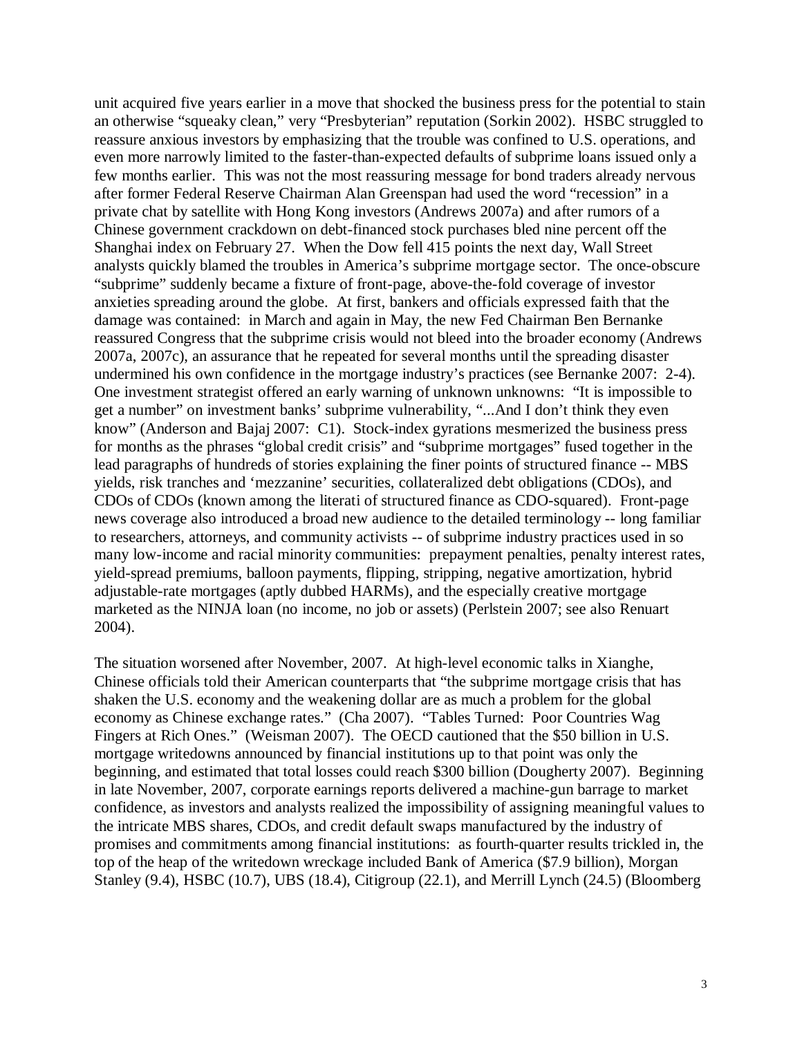unit acquired five years earlier in a move that shocked the business press for the potential to stain an otherwise "squeaky clean," very "Presbyterian" reputation (Sorkin 2002). HSBC struggled to reassure anxious investors by emphasizing that the trouble was confined to U.S. operations, and even more narrowly limited to the faster-than-expected defaults of subprime loans issued only a few months earlier. This was not the most reassuring message for bond traders already nervous after former Federal Reserve Chairman Alan Greenspan had used the word "recession" in a private chat by satellite with Hong Kong investors (Andrews 2007a) and after rumors of a Chinese government crackdown on debt-financed stock purchases bled nine percent off the Shanghai index on February 27. When the Dow fell 415 points the next day, Wall Street analysts quickly blamed the troubles in America's subprime mortgage sector. The once-obscure "subprime" suddenly became a fixture of front-page, above-the-fold coverage of investor anxieties spreading around the globe. At first, bankers and officials expressed faith that the damage was contained: in March and again in May, the new Fed Chairman Ben Bernanke reassured Congress that the subprime crisis would not bleed into the broader economy (Andrews 2007a, 2007c), an assurance that he repeated for several months until the spreading disaster undermined his own confidence in the mortgage industry's practices (see Bernanke 2007: 2-4). One investment strategist offered an early warning of unknown unknowns: "It is impossible to get a number" on investment banks' subprime vulnerability, "...And I don't think they even know" (Anderson and Bajaj 2007: C1). Stock-index gyrations mesmerized the business press for months as the phrases "global credit crisis" and "subprime mortgages" fused together in the lead paragraphs of hundreds of stories explaining the finer points of structured finance -- MBS yields, risk tranches and 'mezzanine' securities, collateralized debt obligations (CDOs), and CDOs of CDOs (known among the literati of structured finance as CDO-squared). Front-page news coverage also introduced a broad new audience to the detailed terminology -- long familiar to researchers, attorneys, and community activists -- of subprime industry practices used in so many low-income and racial minority communities: prepayment penalties, penalty interest rates, yield-spread premiums, balloon payments, flipping, stripping, negative amortization, hybrid adjustable-rate mortgages (aptly dubbed HARMs), and the especially creative mortgage marketed as the NINJA loan (no income, no job or assets) (Perlstein 2007; see also Renuart 2004).

The situation worsened after November, 2007. At high-level economic talks in Xianghe, Chinese officials told their American counterparts that "the subprime mortgage crisis that has shaken the U.S. economy and the weakening dollar are as much a problem for the global economy as Chinese exchange rates." (Cha 2007). "Tables Turned: Poor Countries Wag Fingers at Rich Ones." (Weisman 2007). The OECD cautioned that the $50 billion in U.S. mortgage writedowns announced by financial institutions up to that point was only the beginning, and estimated that total losses could reach $300 billion (Dougherty 2007). Beginning in late November, 2007, corporate earnings reports delivered a machine-gun barrage to market confidence, as investors and analysts realized the impossibility of assigning meaningful values to the intricate MBS shares, CDOs, and credit default swaps manufactured by the industry of promises and commitments among financial institutions: as fourth-quarter results trickled in, the top of the heap of the writedown wreckage included Bank of America ($7.9 billion), Morgan Stanley (9.4), HSBC (10.7), UBS (18.4), Citigroup (22.1), and Merrill Lynch (24.5) (Bloomberg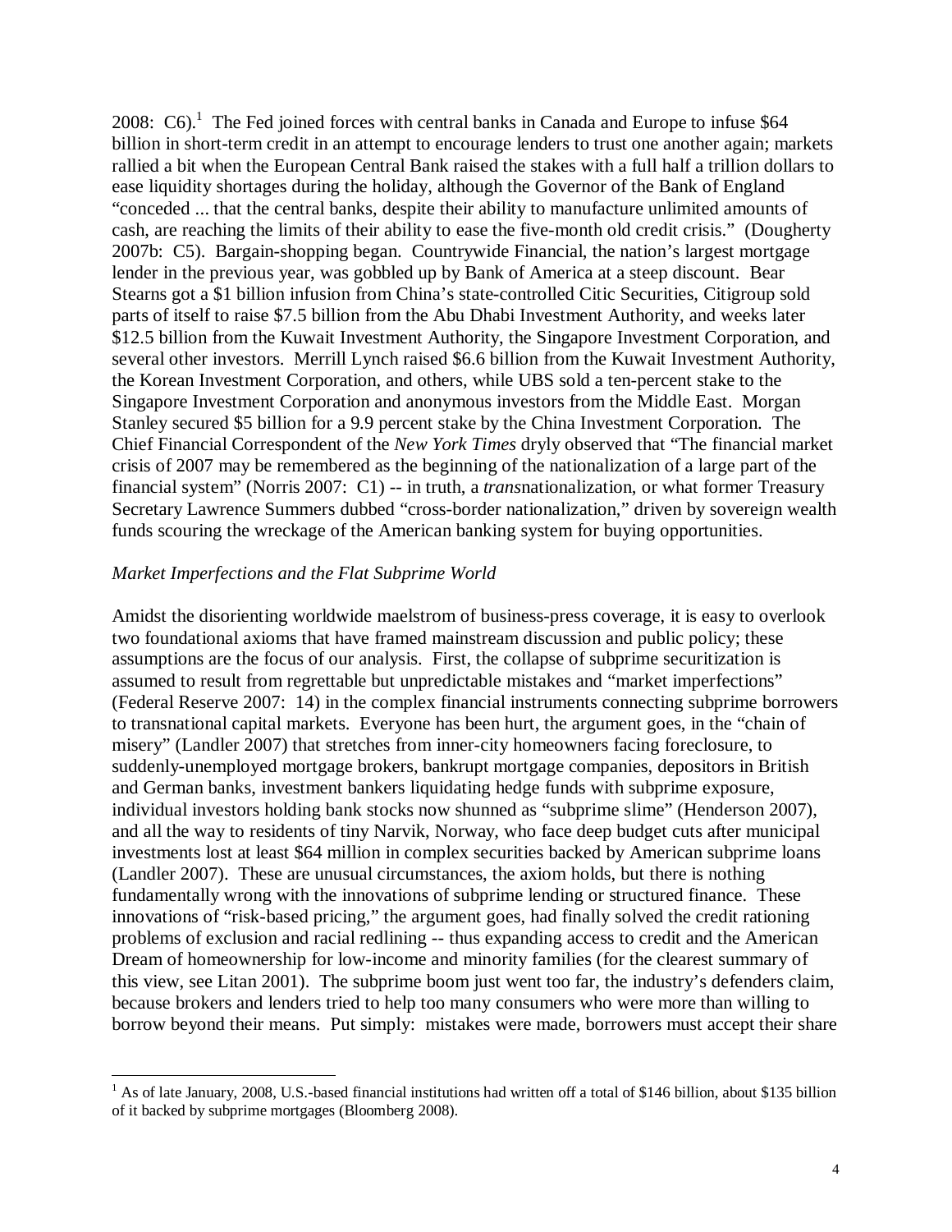2008: C6).[1] The Fed joined forces with central banks in Canada and Europe to infuse $64 billion in short-term credit in an attempt to encourage lenders to trust one another again; markets rallied a bit when the European Central Bank raised the stakes with a full half a trillion dollars to ease liquidity shortages during the holiday, although the Governor of the Bank of England "conceded ... that the central banks, despite their ability to manufacture unlimited amounts of cash, are reaching the limits of their ability to ease the five-month old credit crisis." (Dougherty 2007b: C5). Bargain-shopping began. Countrywide Financial, the nation's largest mortgage lender in the previous year, was gobbled up by Bank of America at a steep discount. Bear Stearns got a $1 billion infusion from China's state-controlled Citic Securities, Citigroup sold parts of itself to raise $7.5 billion from the Abu Dhabi Investment Authority, and weeks later $12.5 billion from the Kuwait Investment Authority, the Singapore Investment Corporation, and several other investors. Merrill Lynch raised $6.6 billion from the Kuwait Investment Authority, the Korean Investment Corporation, and others, while UBS sold a ten-percent stake to the Singapore Investment Corporation and anonymous investors from the Middle East. Morgan Stanley secured $5 billion for a 9.9 percent stake by the China Investment Corporation. The Chief Financial Correspondent of the *New York Times* dryly observed that "The financial market crisis of 2007 may be remembered as the beginning of the nationalization of a large part of the financial system" (Norris 2007: C1) -- in truth, a *trans*nationalization, or what former Treasury Secretary Lawrence Summers dubbed "cross-border nationalization," driven by sovereign wealth funds scouring the wreckage of the American banking system for buying opportunities.

*Market Imperfections and the Flat Subprime World*

Amidst the disorienting worldwide maelstrom of business-press coverage, it is easy to overlook two foundational axioms that have framed mainstream discussion and public policy; these assumptions are the focus of our analysis. First, the collapse of subprime securitization is assumed to result from regrettable but unpredictable mistakes and "market imperfections" (Federal Reserve 2007: 14) in the complex financial instruments connecting subprime borrowers to transnational capital markets. Everyone has been hurt, the argument goes, in the "chain of misery" (Landler 2007) that stretches from inner-city homeowners facing foreclosure, to suddenly-unemployed mortgage brokers, bankrupt mortgage companies, depositors in British and German banks, investment bankers liquidating hedge funds with subprime exposure, individual investors holding bank stocks now shunned as "subprime slime" (Henderson 2007), and all the way to residents of tiny Narvik, Norway, who face deep budget cuts after municipal investments lost at least $64 million in complex securities backed by American subprime loans (Landler 2007). These are unusual circumstances, the axiom holds, but there is nothing fundamentally wrong with the innovations of subprime lending or structured finance. These innovations of "risk-based pricing," the argument goes, had finally solved the credit rationing problems of exclusion and racial redlining -- thus expanding access to credit and the American Dream of homeownership for low-income and minority families (for the clearest summary of this view, see Litan 2001). The subprime boom just went too far, the industry's defenders claim, because brokers and lenders tried to help too many consumers who were more than willing to borrow beyond their means. Put simply: mistakes were made, borrowers must accept their share

---

[1] As of late January, 2008, U.S.-based financial institutions had written off a total of $146 billion, about $135 billion of it backed by subprime mortgages (Bloomberg 2008).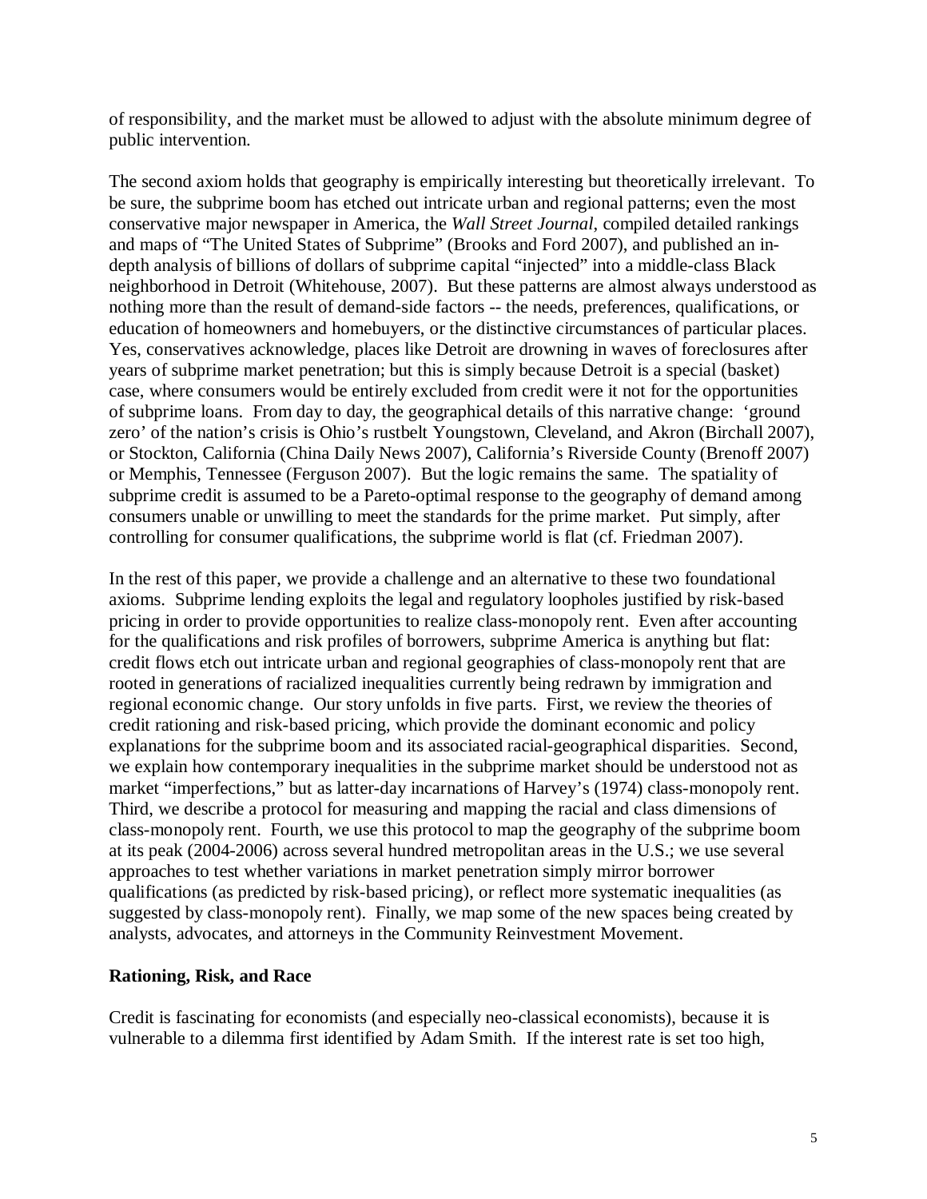of responsibility, and the market must be allowed to adjust with the absolute minimum degree of public intervention.

The second axiom holds that geography is empirically interesting but theoretically irrelevant. To be sure, the subprime boom has etched out intricate urban and regional patterns; even the most conservative major newspaper in America, the *Wall Street Journal*, compiled detailed rankings and maps of "The United States of Subprime" (Brooks and Ford 2007), and published an in-depth analysis of billions of dollars of subprime capital "injected" into a middle-class Black neighborhood in Detroit (Whitehouse, 2007). But these patterns are almost always understood as nothing more than the result of demand-side factors -- the needs, preferences, qualifications, or education of homeowners and homebuyers, or the distinctive circumstances of particular places. Yes, conservatives acknowledge, places like Detroit are drowning in waves of foreclosures after years of subprime market penetration; but this is simply because Detroit is a special (basket) case, where consumers would be entirely excluded from credit were it not for the opportunities of subprime loans. From day to day, the geographical details of this narrative change: 'ground zero' of the nation's crisis is Ohio's rustbelt Youngstown, Cleveland, and Akron (Birchall 2007), or Stockton, California (China Daily News 2007), California's Riverside County (Brenoff 2007) or Memphis, Tennessee (Ferguson 2007). But the logic remains the same. The spatiality of subprime credit is assumed to be a Pareto-optimal response to the geography of demand among consumers unable or unwilling to meet the standards for the prime market. Put simply, after controlling for consumer qualifications, the subprime world is flat (cf. Friedman 2007).

In the rest of this paper, we provide a challenge and an alternative to these two foundational axioms. Subprime lending exploits the legal and regulatory loopholes justified by risk-based pricing in order to provide opportunities to realize class-monopoly rent. Even after accounting for the qualifications and risk profiles of borrowers, subprime America is anything but flat: credit flows etch out intricate urban and regional geographies of class-monopoly rent that are rooted in generations of racialized inequalities currently being redrawn by immigration and regional economic change. Our story unfolds in five parts. First, we review the theories of credit rationing and risk-based pricing, which provide the dominant economic and policy explanations for the subprime boom and its associated racial-geographical disparities. Second, we explain how contemporary inequalities in the subprime market should be understood not as market "imperfections," but as latter-day incarnations of Harvey's (1974) class-monopoly rent. Third, we describe a protocol for measuring and mapping the racial and class dimensions of class-monopoly rent. Fourth, we use this protocol to map the geography of the subprime boom at its peak (2004-2006) across several hundred metropolitan areas in the U.S.; we use several approaches to test whether variations in market penetration simply mirror borrower qualifications (as predicted by risk-based pricing), or reflect more systematic inequalities (as suggested by class-monopoly rent). Finally, we map some of the new spaces being created by analysts, advocates, and attorneys in the Community Reinvestment Movement.

## Rationing, Risk, and Race

Credit is fascinating for economists (and especially neo-classical economists), because it is vulnerable to a dilemma first identified by Adam Smith. If the interest rate is set too high,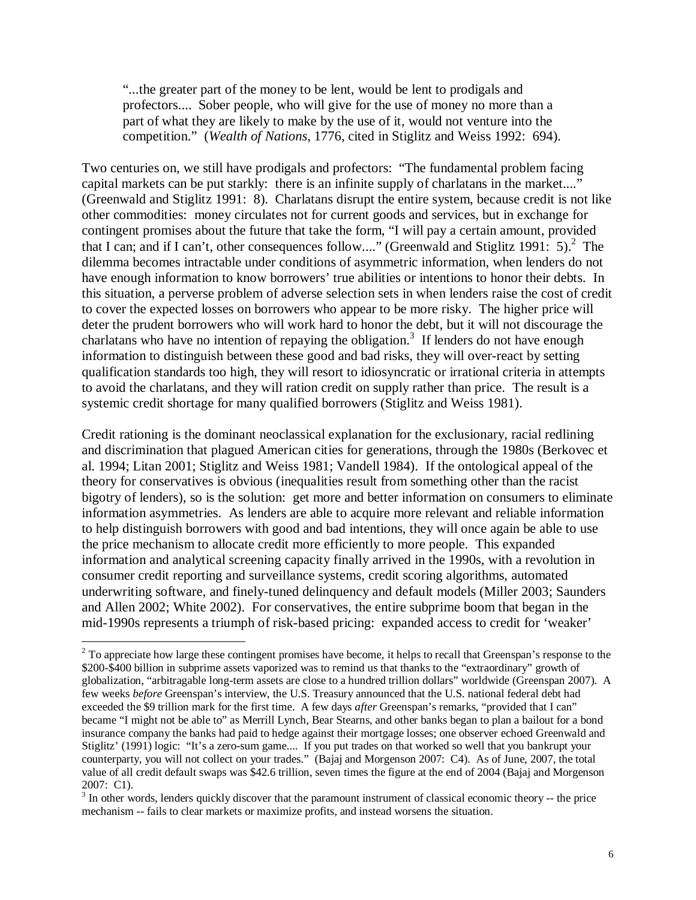> "...the greater part of the money to be lent, would be lent to prodigals and profectors.... Sober people, who will give for the use of money no more than a part of what they are likely to make by the use of it, would not venture into the competition." (*Wealth of Nations*, 1776, cited in Stiglitz and Weiss 1992: 694).

Two centuries on, we still have prodigals and profectors: "The fundamental problem facing capital markets can be put starkly: there is an infinite supply of charlatans in the market...." (Greenwald and Stiglitz 1991: 8). Charlatans disrupt the entire system, because credit is not like other commodities: money circulates not for current goods and services, but in exchange for contingent promises about the future that take the form, "I will pay a certain amount, provided that I can; and if I can't, other consequences follow...." (Greenwald and Stiglitz 1991: 5).[2] The dilemma becomes intractable under conditions of asymmetric information, when lenders do not have enough information to know borrowers' true abilities or intentions to honor their debts. In this situation, a perverse problem of adverse selection sets in when lenders raise the cost of credit to cover the expected losses on borrowers who appear to be more risky. The higher price will deter the prudent borrowers who will work hard to honor the debt, but it will not discourage the charlatans who have no intention of repaying the obligation.[3] If lenders do not have enough information to distinguish between these good and bad risks, they will over-react by setting qualification standards too high, they will resort to idiosyncratic or irrational criteria in attempts to avoid the charlatans, and they will ration credit on supply rather than price. The result is a systemic credit shortage for many qualified borrowers (Stiglitz and Weiss 1981).

Credit rationing is the dominant neoclassical explanation for the exclusionary, racial redlining and discrimination that plagued American cities for generations, through the 1980s (Berkovec et al. 1994; Litan 2001; Stiglitz and Weiss 1981; Vandell 1984). If the ontological appeal of the theory for conservatives is obvious (inequalities result from something other than the racist bigotry of lenders), so is the solution: get more and better information on consumers to eliminate information asymmetries. As lenders are able to acquire more relevant and reliable information to help distinguish borrowers with good and bad intentions, they will once again be able to use the price mechanism to allocate credit more efficiently to more people. This expanded information and analytical screening capacity finally arrived in the 1990s, with a revolution in consumer credit reporting and surveillance systems, credit scoring algorithms, automated underwriting software, and finely-tuned delinquency and default models (Miller 2003; Saunders and Allen 2002; White 2002). For conservatives, the entire subprime boom that began in the mid-1990s represents a triumph of risk-based pricing: expanded access to credit for 'weaker'

---

[2] To appreciate how large these contingent promises have become, it helps to recall that Greenspan's response to the \$200-\$400 billion in subprime assets vaporized was to remind us that thanks to the "extraordinary" growth of globalization, "arbitragable long-term assets are close to a hundred trillion dollars" worldwide (Greenspan 2007). A few weeks *before* Greenspan's interview, the U.S. Treasury announced that the U.S. national federal debt had exceeded the \$9 trillion mark for the first time. A few days *after* Greenspan's remarks, "provided that I can" became "I might not be able to" as Merrill Lynch, Bear Stearns, and other banks began to plan a bailout for a bond insurance company the banks had paid to hedge against their mortgage losses; one observer echoed Greenwald and Stiglitz' (1991) logic: "It's a zero-sum game.... If you put trades on that worked so well that you bankrupt your counterparty, you will not collect on your trades." (Bajaj and Morgenson 2007: C4). As of June, 2007, the total value of all credit default swaps was \$42.6 trillion, seven times the figure at the end of 2004 (Bajaj and Morgenson 2007: C1).

[3] In other words, lenders quickly discover that the paramount instrument of classical economic theory -- the price mechanism -- fails to clear markets or maximize profits, and instead worsens the situation.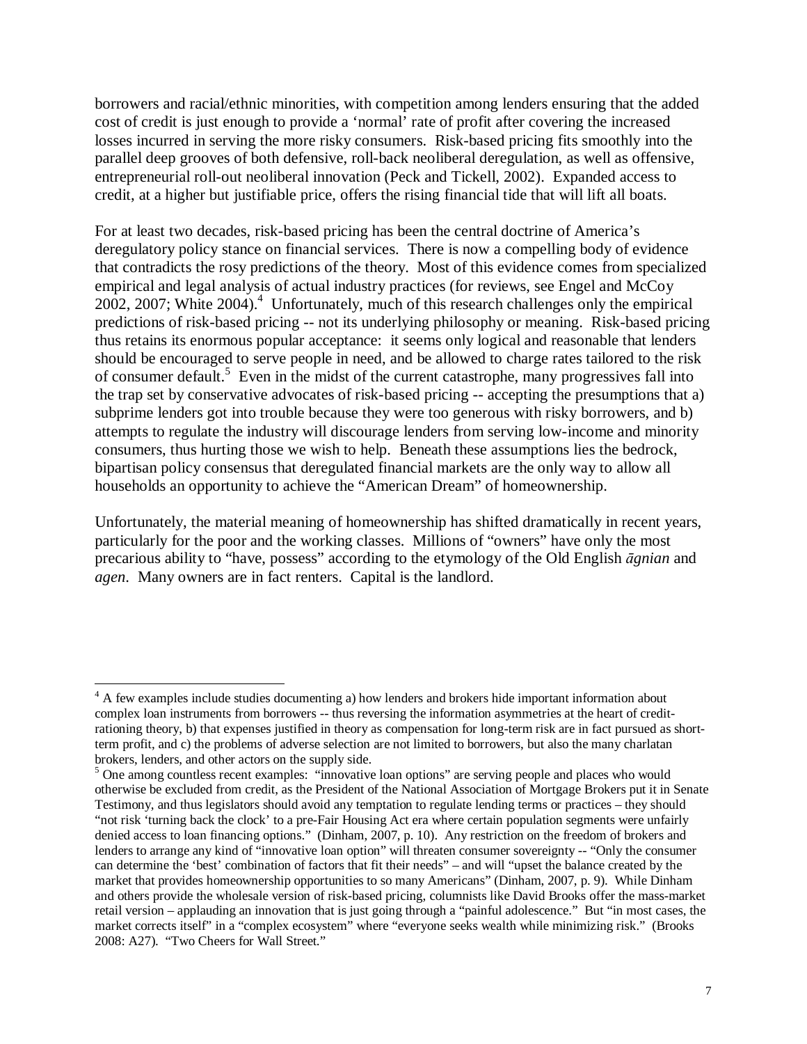borrowers and racial/ethnic minorities, with competition among lenders ensuring that the added cost of credit is just enough to provide a 'normal' rate of profit after covering the increased losses incurred in serving the more risky consumers. Risk-based pricing fits smoothly into the parallel deep grooves of both defensive, roll-back neoliberal deregulation, as well as offensive, entrepreneurial roll-out neoliberal innovation (Peck and Tickell, 2002). Expanded access to credit, at a higher but justifiable price, offers the rising financial tide that will lift all boats.

For at least two decades, risk-based pricing has been the central doctrine of America's deregulatory policy stance on financial services. There is now a compelling body of evidence that contradicts the rosy predictions of the theory. Most of this evidence comes from specialized empirical and legal analysis of actual industry practices (for reviews, see Engel and McCoy 2002, 2007; White 2004).[4] Unfortunately, much of this research challenges only the empirical predictions of risk-based pricing -- not its underlying philosophy or meaning. Risk-based pricing thus retains its enormous popular acceptance: it seems only logical and reasonable that lenders should be encouraged to serve people in need, and be allowed to charge rates tailored to the risk of consumer default.[5] Even in the midst of the current catastrophe, many progressives fall into the trap set by conservative advocates of risk-based pricing -- accepting the presumptions that a) subprime lenders got into trouble because they were too generous with risky borrowers, and b) attempts to regulate the industry will discourage lenders from serving low-income and minority consumers, thus hurting those we wish to help. Beneath these assumptions lies the bedrock, bipartisan policy consensus that deregulated financial markets are the only way to allow all households an opportunity to achieve the "American Dream" of homeownership.

Unfortunately, the material meaning of homeownership has shifted dramatically in recent years, particularly for the poor and the working classes. Millions of "owners" have only the most precarious ability to "have, possess" according to the etymology of the Old English *āgnian* and *agen*. Many owners are in fact renters. Capital is the landlord.

---

[4] A few examples include studies documenting a) how lenders and brokers hide important information about complex loan instruments from borrowers -- thus reversing the information asymmetries at the heart of credit-rationing theory, b) that expenses justified in theory as compensation for long-term risk are in fact pursued as short-term profit, and c) the problems of adverse selection are not limited to borrowers, but also the many charlatan brokers, lenders, and other actors on the supply side.

[5] One among countless recent examples: "innovative loan options" are serving people and places who would otherwise be excluded from credit, as the President of the National Association of Mortgage Brokers put it in Senate Testimony, and thus legislators should avoid any temptation to regulate lending terms or practices – they should "not risk 'turning back the clock' to a pre-Fair Housing Act era where certain population segments were unfairly denied access to loan financing options." (Dinham, 2007, p. 10). Any restriction on the freedom of brokers and lenders to arrange any kind of "innovative loan option" will threaten consumer sovereignty -- "Only the consumer can determine the 'best' combination of factors that fit their needs" – and will "upset the balance created by the market that provides homeownership opportunities to so many Americans" (Dinham, 2007, p. 9). While Dinham and others provide the wholesale version of risk-based pricing, columnists like David Brooks offer the mass-market retail version – applauding an innovation that is just going through a "painful adolescence." But "in most cases, the market corrects itself" in a "complex ecosystem" where "everyone seeks wealth while minimizing risk." (Brooks 2008: A27). "Two Cheers for Wall Street."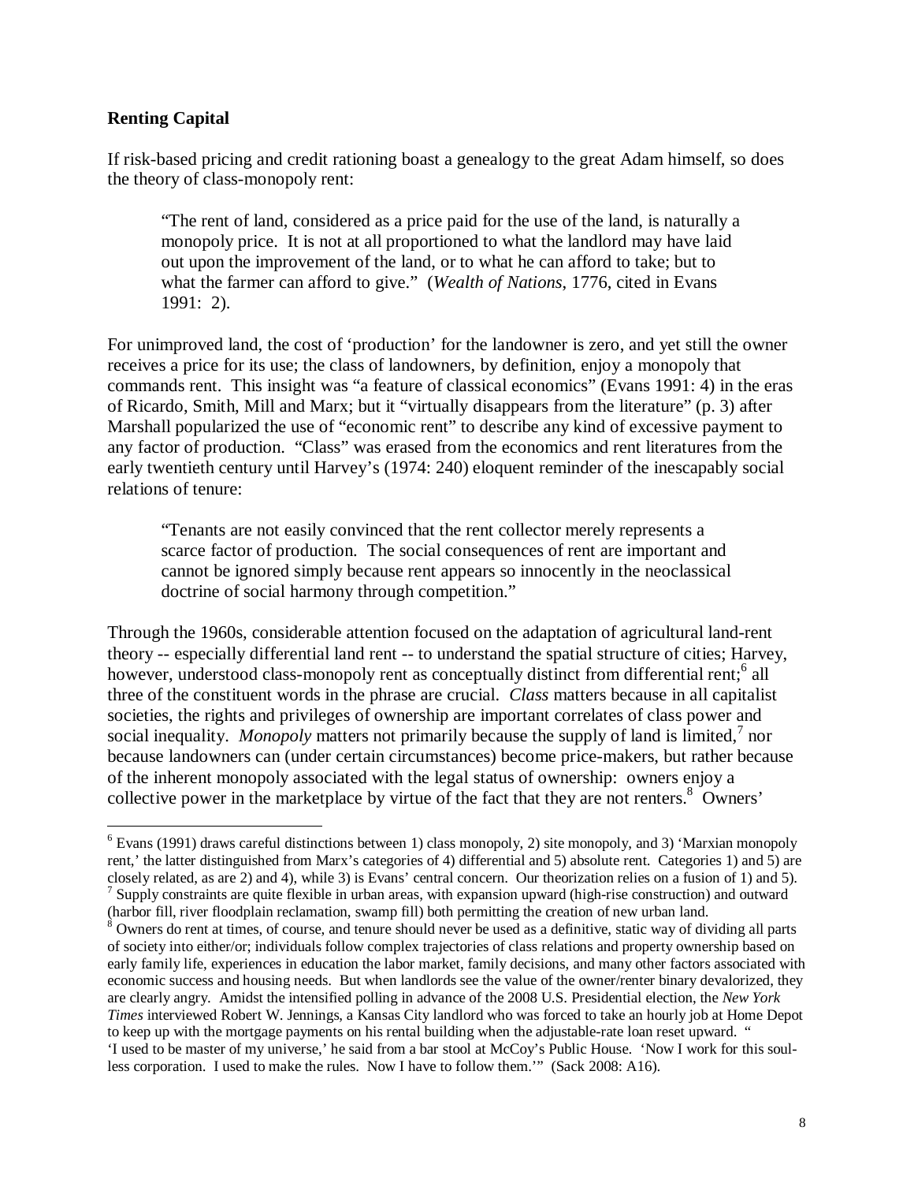**Renting Capital**

If risk-based pricing and credit rationing boast a genealogy to the great Adam himself, so does the theory of class-monopoly rent:

> "The rent of land, considered as a price paid for the use of the land, is naturally a monopoly price. It is not at all proportioned to what the landlord may have laid out upon the improvement of the land, or to what he can afford to take; but to what the farmer can afford to give." (*Wealth of Nations*, 1776, cited in Evans 1991: 2).

For unimproved land, the cost of 'production' for the landowner is zero, and yet still the owner receives a price for its use; the class of landowners, by definition, enjoy a monopoly that commands rent. This insight was "a feature of classical economics" (Evans 1991: 4) in the eras of Ricardo, Smith, Mill and Marx; but it "virtually disappears from the literature" (p. 3) after Marshall popularized the use of "economic rent" to describe any kind of excessive payment to any factor of production. "Class" was erased from the economics and rent literatures from the early twentieth century until Harvey's (1974: 240) eloquent reminder of the inescapably social relations of tenure:

> "Tenants are not easily convinced that the rent collector merely represents a scarce factor of production. The social consequences of rent are important and cannot be ignored simply because rent appears so innocently in the neoclassical doctrine of social harmony through competition."

Through the 1960s, considerable attention focused on the adaptation of agricultural land-rent theory -- especially differential land rent -- to understand the spatial structure of cities; Harvey, however, understood class-monopoly rent as conceptually distinct from differential rent;[6] all three of the constituent words in the phrase are crucial. *Class* matters because in all capitalist societies, the rights and privileges of ownership are important correlates of class power and social inequality. *Monopoly* matters not primarily because the supply of land is limited,[7] nor because landowners can (under certain circumstances) become price-makers, but rather because of the inherent monopoly associated with the legal status of ownership: owners enjoy a collective power in the marketplace by virtue of the fact that they are not renters.[8] Owners'

---

[6] Evans (1991) draws careful distinctions between 1) class monopoly, 2) site monopoly, and 3) 'Marxian monopoly rent,' the latter distinguished from Marx's categories of 4) differential and 5) absolute rent. Categories 1) and 5) are closely related, as are 2) and 4), while 3) is Evans' central concern. Our theorization relies on a fusion of 1) and 5).

[7] Supply constraints are quite flexible in urban areas, with expansion upward (high-rise construction) and outward (harbor fill, river floodplain reclamation, swamp fill) both permitting the creation of new urban land.

[8] Owners do rent at times, of course, and tenure should never be used as a definitive, static way of dividing all parts of society into either/or; individuals follow complex trajectories of class relations and property ownership based on early family life, experiences in education the labor market, family decisions, and many other factors associated with economic success and housing needs. But when landlords see the value of the owner/renter binary devalorized, they are clearly angry. Amidst the intensified polling in advance of the 2008 U.S. Presidential election, the *New York Times* interviewed Robert W. Jennings, a Kansas City landlord who was forced to take an hourly job at Home Depot to keep up with the mortgage payments on his rental building when the adjustable-rate loan reset upward. " 'I used to be master of my universe,' he said from a bar stool at McCoy's Public House. 'Now I work for this soul-less corporation. I used to make the rules. Now I have to follow them.'" (Sack 2008: A16).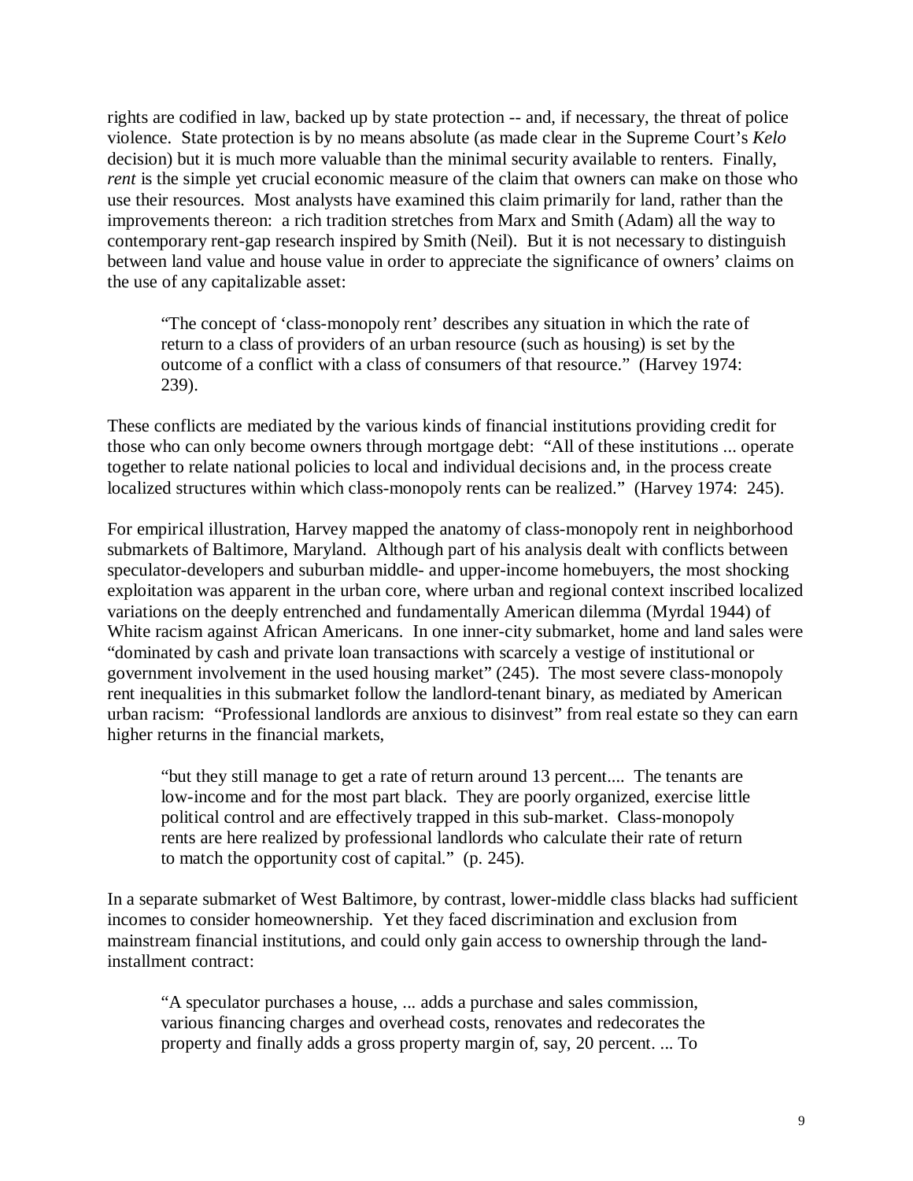rights are codified in law, backed up by state protection -- and, if necessary, the threat of police violence. State protection is by no means absolute (as made clear in the Supreme Court's *Kelo* decision) but it is much more valuable than the minimal security available to renters. Finally, *rent* is the simple yet crucial economic measure of the claim that owners can make on those who use their resources. Most analysts have examined this claim primarily for land, rather than the improvements thereon: a rich tradition stretches from Marx and Smith (Adam) all the way to contemporary rent-gap research inspired by Smith (Neil). But it is not necessary to distinguish between land value and house value in order to appreciate the significance of owners' claims on the use of any capitalizable asset:

> "The concept of 'class-monopoly rent' describes any situation in which the rate of return to a class of providers of an urban resource (such as housing) is set by the outcome of a conflict with a class of consumers of that resource." (Harvey 1974: 239).

These conflicts are mediated by the various kinds of financial institutions providing credit for those who can only become owners through mortgage debt: "All of these institutions ... operate together to relate national policies to local and individual decisions and, in the process create localized structures within which class-monopoly rents can be realized." (Harvey 1974: 245).

For empirical illustration, Harvey mapped the anatomy of class-monopoly rent in neighborhood submarkets of Baltimore, Maryland. Although part of his analysis dealt with conflicts between speculator-developers and suburban middle- and upper-income homebuyers, the most shocking exploitation was apparent in the urban core, where urban and regional context inscribed localized variations on the deeply entrenched and fundamentally American dilemma (Myrdal 1944) of White racism against African Americans. In one inner-city submarket, home and land sales were "dominated by cash and private loan transactions with scarcely a vestige of institutional or government involvement in the used housing market" (245). The most severe class-monopoly rent inequalities in this submarket follow the landlord-tenant binary, as mediated by American urban racism: "Professional landlords are anxious to disinvest" from real estate so they can earn higher returns in the financial markets,

> "but they still manage to get a rate of return around 13 percent.... The tenants are low-income and for the most part black. They are poorly organized, exercise little political control and are effectively trapped in this sub-market. Class-monopoly rents are here realized by professional landlords who calculate their rate of return to match the opportunity cost of capital." (p. 245).

In a separate submarket of West Baltimore, by contrast, lower-middle class blacks had sufficient incomes to consider homeownership. Yet they faced discrimination and exclusion from mainstream financial institutions, and could only gain access to ownership through the land-installment contract:

> "A speculator purchases a house, ... adds a purchase and sales commission, various financing charges and overhead costs, renovates and redecorates the property and finally adds a gross property margin of, say, 20 percent. ... To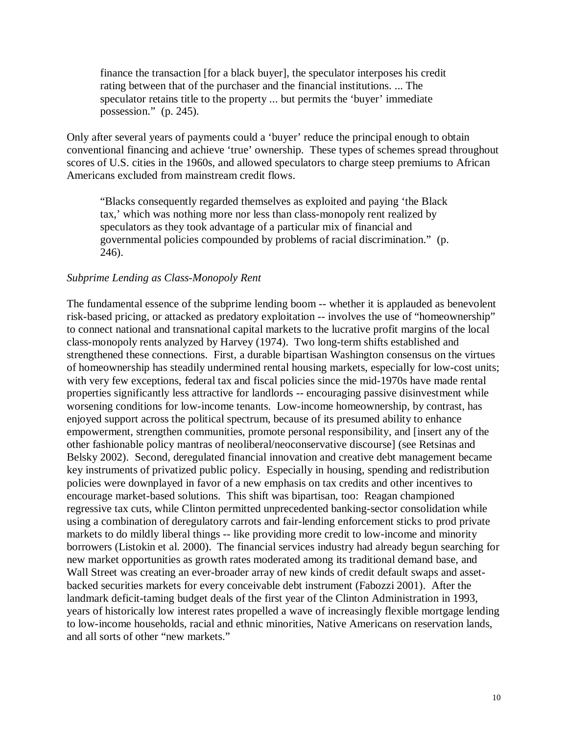> finance the transaction [for a black buyer], the speculator interposes his credit rating between that of the purchaser and the financial institutions. ... The speculator retains title to the property ... but permits the 'buyer' immediate possession." (p. 245).

Only after several years of payments could a 'buyer' reduce the principal enough to obtain conventional financing and achieve 'true' ownership. These types of schemes spread throughout scores of U.S. cities in the 1960s, and allowed speculators to charge steep premiums to African Americans excluded from mainstream credit flows.

> "Blacks consequently regarded themselves as exploited and paying 'the Black tax,' which was nothing more nor less than class-monopoly rent realized by speculators as they took advantage of a particular mix of financial and governmental policies compounded by problems of racial discrimination." (p. 246).

*Subprime Lending as Class-Monopoly Rent*

The fundamental essence of the subprime lending boom -- whether it is applauded as benevolent risk-based pricing, or attacked as predatory exploitation -- involves the use of "homeownership" to connect national and transnational capital markets to the lucrative profit margins of the local class-monopoly rents analyzed by Harvey (1974). Two long-term shifts established and strengthened these connections. First, a durable bipartisan Washington consensus on the virtues of homeownership has steadily undermined rental housing markets, especially for low-cost units; with very few exceptions, federal tax and fiscal policies since the mid-1970s have made rental properties significantly less attractive for landlords -- encouraging passive disinvestment while worsening conditions for low-income tenants. Low-income homeownership, by contrast, has enjoyed support across the political spectrum, because of its presumed ability to enhance empowerment, strengthen communities, promote personal responsibility, and [insert any of the other fashionable policy mantras of neoliberal/neoconservative discourse] (see Retsinas and Belsky 2002). Second, deregulated financial innovation and creative debt management became key instruments of privatized public policy. Especially in housing, spending and redistribution policies were downplayed in favor of a new emphasis on tax credits and other incentives to encourage market-based solutions. This shift was bipartisan, too: Reagan championed regressive tax cuts, while Clinton permitted unprecedented banking-sector consolidation while using a combination of deregulatory carrots and fair-lending enforcement sticks to prod private markets to do mildly liberal things -- like providing more credit to low-income and minority borrowers (Listokin et al. 2000). The financial services industry had already begun searching for new market opportunities as growth rates moderated among its traditional demand base, and Wall Street was creating an ever-broader array of new kinds of credit default swaps and asset-backed securities markets for every conceivable debt instrument (Fabozzi 2001). After the landmark deficit-taming budget deals of the first year of the Clinton Administration in 1993, years of historically low interest rates propelled a wave of increasingly flexible mortgage lending to low-income households, racial and ethnic minorities, Native Americans on reservation lands, and all sorts of other "new markets."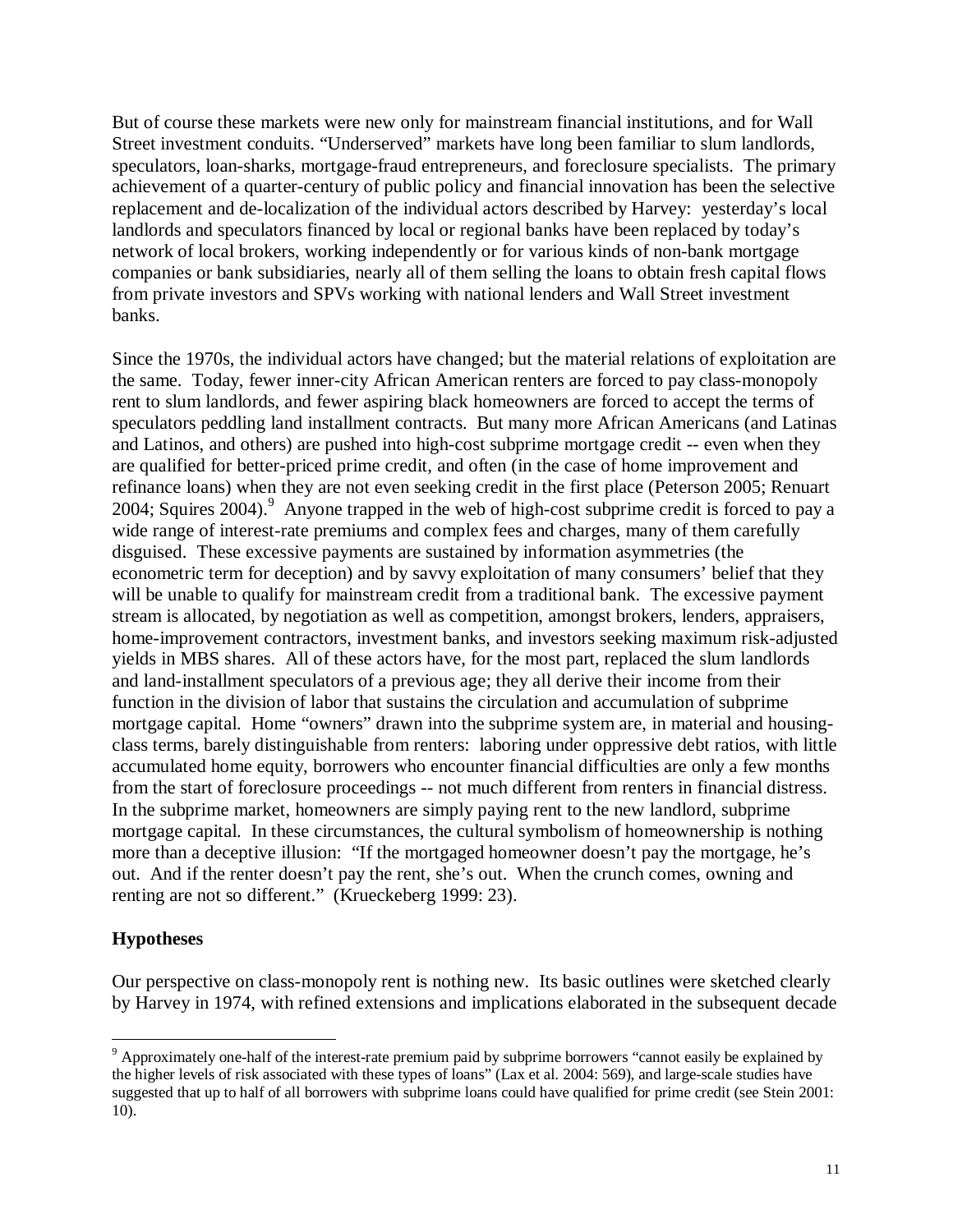But of course these markets were new only for mainstream financial institutions, and for Wall Street investment conduits. "Underserved" markets have long been familiar to slum landlords, speculators, loan-sharks, mortgage-fraud entrepreneurs, and foreclosure specialists. The primary achievement of a quarter-century of public policy and financial innovation has been the selective replacement and de-localization of the individual actors described by Harvey: yesterday's local landlords and speculators financed by local or regional banks have been replaced by today's network of local brokers, working independently or for various kinds of non-bank mortgage companies or bank subsidiaries, nearly all of them selling the loans to obtain fresh capital flows from private investors and SPVs working with national lenders and Wall Street investment banks.

Since the 1970s, the individual actors have changed; but the material relations of exploitation are the same. Today, fewer inner-city African American renters are forced to pay class-monopoly rent to slum landlords, and fewer aspiring black homeowners are forced to accept the terms of speculators peddling land installment contracts. But many more African Americans (and Latinas and Latinos, and others) are pushed into high-cost subprime mortgage credit -- even when they are qualified for better-priced prime credit, and often (in the case of home improvement and refinance loans) when they are not even seeking credit in the first place (Peterson 2005; Renuart 2004; Squires 2004).[9] Anyone trapped in the web of high-cost subprime credit is forced to pay a wide range of interest-rate premiums and complex fees and charges, many of them carefully disguised. These excessive payments are sustained by information asymmetries (the econometric term for deception) and by savvy exploitation of many consumers' belief that they will be unable to qualify for mainstream credit from a traditional bank. The excessive payment stream is allocated, by negotiation as well as competition, amongst brokers, lenders, appraisers, home-improvement contractors, investment banks, and investors seeking maximum risk-adjusted yields in MBS shares. All of these actors have, for the most part, replaced the slum landlords and land-installment speculators of a previous age; they all derive their income from their function in the division of labor that sustains the circulation and accumulation of subprime mortgage capital. Home "owners" drawn into the subprime system are, in material and housing-class terms, barely distinguishable from renters: laboring under oppressive debt ratios, with little accumulated home equity, borrowers who encounter financial difficulties are only a few months from the start of foreclosure proceedings -- not much different from renters in financial distress. In the subprime market, homeowners are simply paying rent to the new landlord, subprime mortgage capital. In these circumstances, the cultural symbolism of homeownership is nothing more than a deceptive illusion: "If the mortgaged homeowner doesn't pay the mortgage, he's out. And if the renter doesn't pay the rent, she's out. When the crunch comes, owning and renting are not so different." (Krueckeberg 1999: 23).

## Hypotheses

Our perspective on class-monopoly rent is nothing new. Its basic outlines were sketched clearly by Harvey in 1974, with refined extensions and implications elaborated in the subsequent decade

---

[9] Approximately one-half of the interest-rate premium paid by subprime borrowers "cannot easily be explained by the higher levels of risk associated with these types of loans" (Lax et al. 2004: 569), and large-scale studies have suggested that up to half of all borrowers with subprime loans could have qualified for prime credit (see Stein 2001: 10).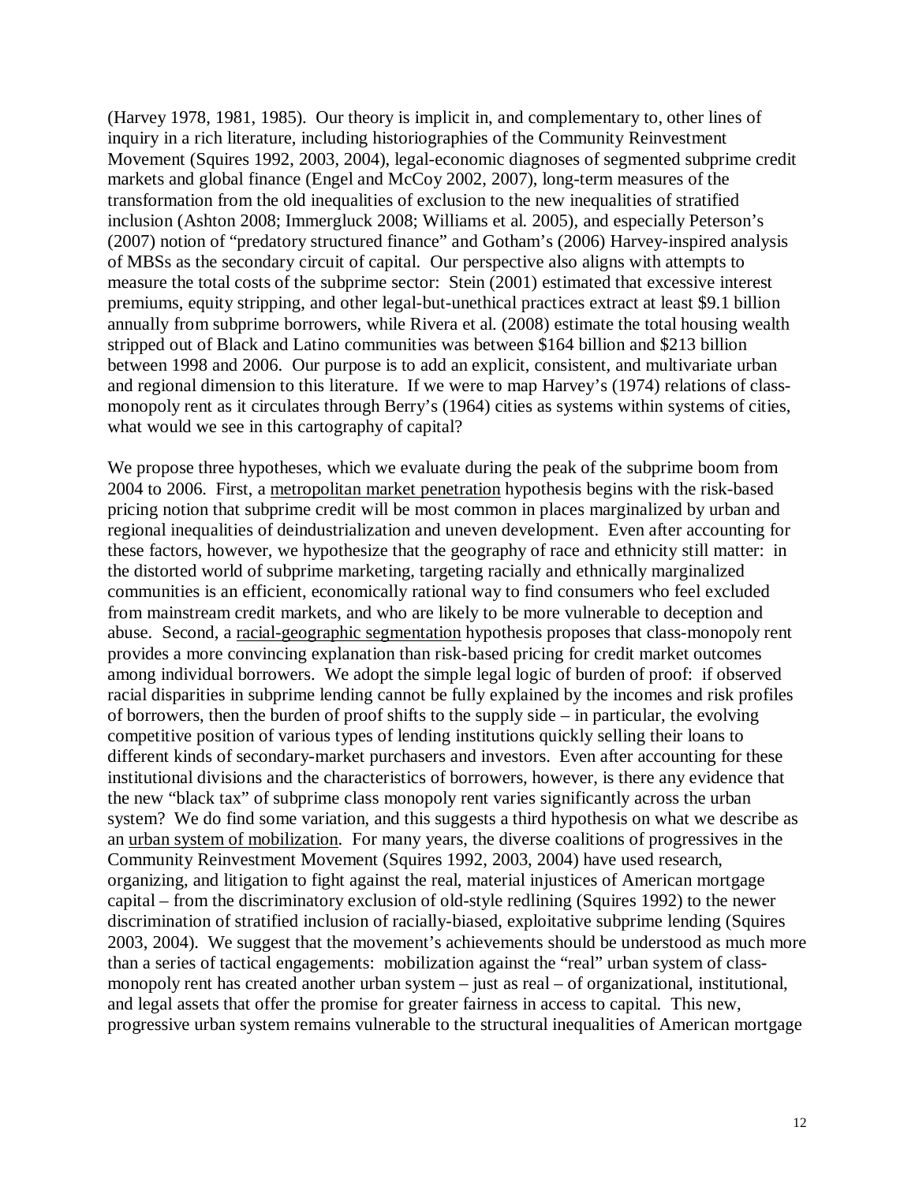(Harvey 1978, 1981, 1985). Our theory is implicit in, and complementary to, other lines of inquiry in a rich literature, including historiographies of the Community Reinvestment Movement (Squires 1992, 2003, 2004), legal-economic diagnoses of segmented subprime credit markets and global finance (Engel and McCoy 2002, 2007), long-term measures of the transformation from the old inequalities of exclusion to the new inequalities of stratified inclusion (Ashton 2008; Immergluck 2008; Williams et al. 2005), and especially Peterson's (2007) notion of "predatory structured finance" and Gotham's (2006) Harvey-inspired analysis of MBSs as the secondary circuit of capital. Our perspective also aligns with attempts to measure the total costs of the subprime sector: Stein (2001) estimated that excessive interest premiums, equity stripping, and other legal-but-unethical practices extract at least \$9.1 billion annually from subprime borrowers, while Rivera et al. (2008) estimate the total housing wealth stripped out of Black and Latino communities was between \$164 billion and \$213 billion between 1998 and 2006. Our purpose is to add an explicit, consistent, and multivariate urban and regional dimension to this literature. If we were to map Harvey's (1974) relations of class-monopoly rent as it circulates through Berry's (1964) cities as systems within systems of cities, what would we see in this cartography of capital?

We propose three hypotheses, which we evaluate during the peak of the subprime boom from 2004 to 2006. First, a <u>metropolitan market penetration</u> hypothesis begins with the risk-based pricing notion that subprime credit will be most common in places marginalized by urban and regional inequalities of deindustrialization and uneven development. Even after accounting for these factors, however, we hypothesize that the geography of race and ethnicity still matter: in the distorted world of subprime marketing, targeting racially and ethnically marginalized communities is an efficient, economically rational way to find consumers who feel excluded from mainstream credit markets, and who are likely to be more vulnerable to deception and abuse. Second, a <u>racial-geographic segmentation</u> hypothesis proposes that class-monopoly rent provides a more convincing explanation than risk-based pricing for credit market outcomes among individual borrowers. We adopt the simple legal logic of burden of proof: if observed racial disparities in subprime lending cannot be fully explained by the incomes and risk profiles of borrowers, then the burden of proof shifts to the supply side – in particular, the evolving competitive position of various types of lending institutions quickly selling their loans to different kinds of secondary-market purchasers and investors. Even after accounting for these institutional divisions and the characteristics of borrowers, however, is there any evidence that the new "black tax" of subprime class monopoly rent varies significantly across the urban system? We do find some variation, and this suggests a third hypothesis on what we describe as an <u>urban system of mobilization</u>. For many years, the diverse coalitions of progressives in the Community Reinvestment Movement (Squires 1992, 2003, 2004) have used research, organizing, and litigation to fight against the real, material injustices of American mortgage capital – from the discriminatory exclusion of old-style redlining (Squires 1992) to the newer discrimination of stratified inclusion of racially-biased, exploitative subprime lending (Squires 2003, 2004). We suggest that the movement's achievements should be understood as much more than a series of tactical engagements: mobilization against the "real" urban system of class-monopoly rent has created another urban system – just as real – of organizational, institutional, and legal assets that offer the promise for greater fairness in access to capital. This new, progressive urban system remains vulnerable to the structural inequalities of American mortgage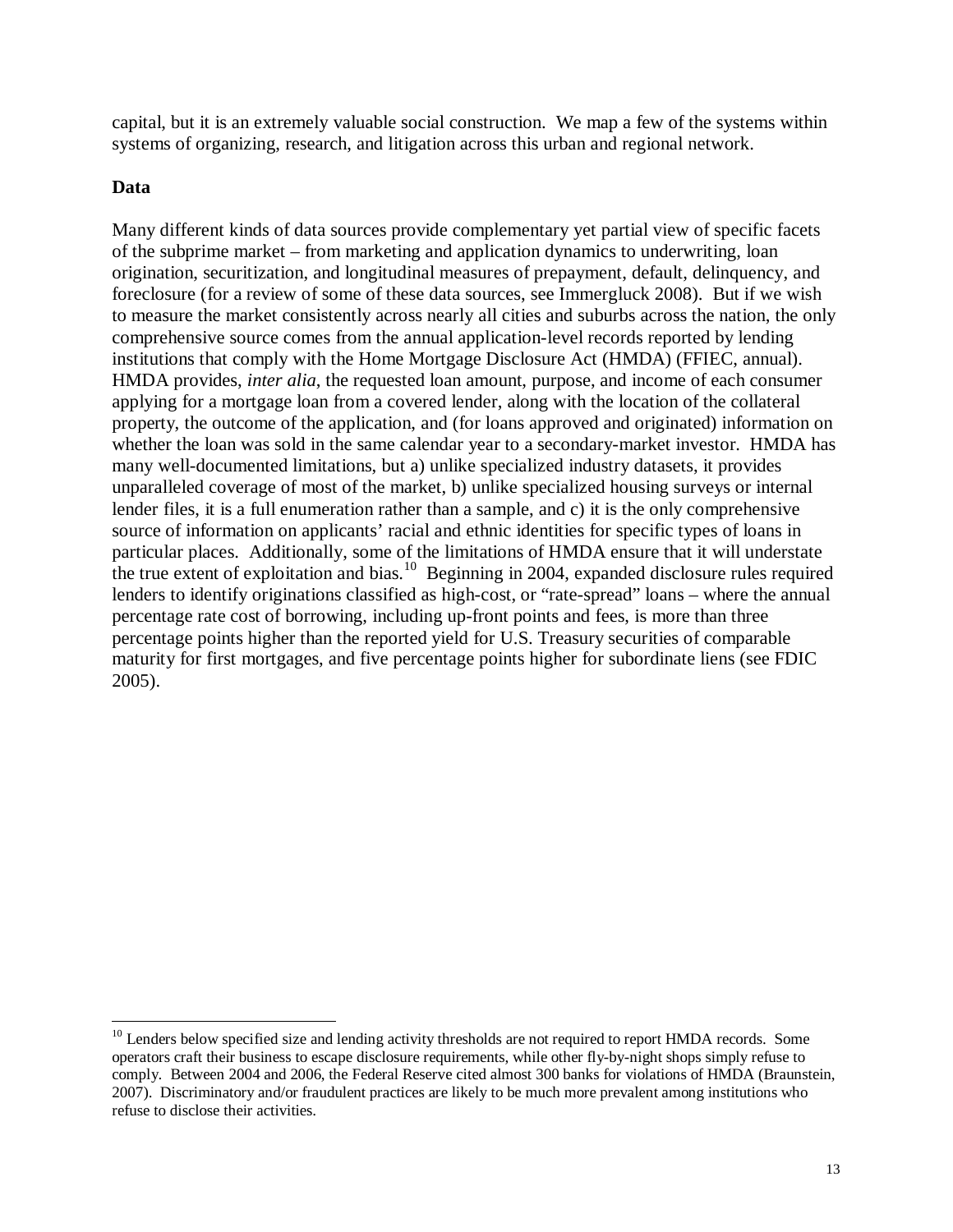capital, but it is an extremely valuable social construction. We map a few of the systems within systems of organizing, research, and litigation across this urban and regional network.

**Data**

Many different kinds of data sources provide complementary yet partial view of specific facets of the subprime market – from marketing and application dynamics to underwriting, loan origination, securitization, and longitudinal measures of prepayment, default, delinquency, and foreclosure (for a review of some of these data sources, see Immergluck 2008). But if we wish to measure the market consistently across nearly all cities and suburbs across the nation, the only comprehensive source comes from the annual application-level records reported by lending institutions that comply with the Home Mortgage Disclosure Act (HMDA) (FFIEC, annual). HMDA provides, *inter alia*, the requested loan amount, purpose, and income of each consumer applying for a mortgage loan from a covered lender, along with the location of the collateral property, the outcome of the application, and (for loans approved and originated) information on whether the loan was sold in the same calendar year to a secondary-market investor. HMDA has many well-documented limitations, but a) unlike specialized industry datasets, it provides unparalleled coverage of most of the market, b) unlike specialized housing surveys or internal lender files, it is a full enumeration rather than a sample, and c) it is the only comprehensive source of information on applicants' racial and ethnic identities for specific types of loans in particular places. Additionally, some of the limitations of HMDA ensure that it will understate the true extent of exploitation and bias.[10] Beginning in 2004, expanded disclosure rules required lenders to identify originations classified as high-cost, or "rate-spread" loans – where the annual percentage rate cost of borrowing, including up-front points and fees, is more than three percentage points higher than the reported yield for U.S. Treasury securities of comparable maturity for first mortgages, and five percentage points higher for subordinate liens (see FDIC 2005).

---

[10] Lenders below specified size and lending activity thresholds are not required to report HMDA records. Some operators craft their business to escape disclosure requirements, while other fly-by-night shops simply refuse to comply. Between 2004 and 2006, the Federal Reserve cited almost 300 banks for violations of HMDA (Braunstein, 2007). Discriminatory and/or fraudulent practices are likely to be much more prevalent among institutions who refuse to disclose their activities.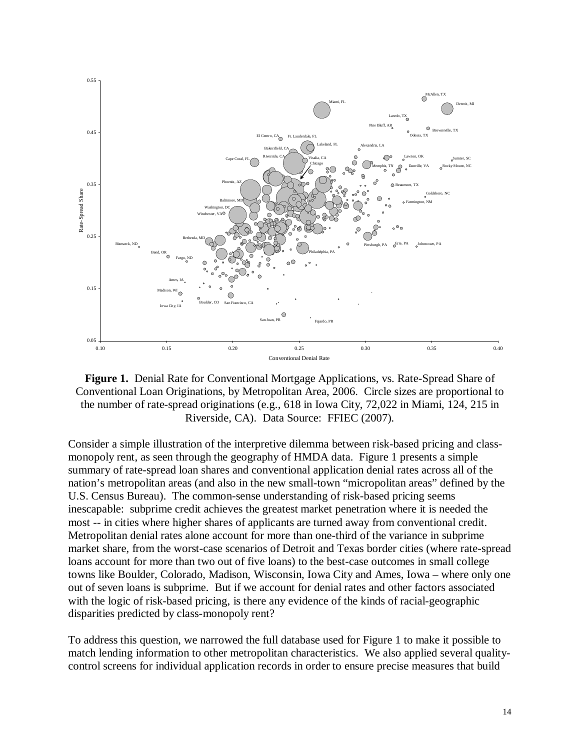**Figure 1.** Denial Rate for Conventional Mortgage Applications, vs. Rate-Spread Share of Conventional Loan Originations, by Metropolitan Area, 2006. Circle sizes are proportional to the number of rate-spread originations (e.g., 618 in Iowa City, 72,022 in Miami, 124, 215 in Riverside, CA). Data Source: FFIEC (2007).

Consider a simple illustration of the interpretive dilemma between risk-based pricing and class-monopoly rent, as seen through the geography of HMDA data. Figure 1 presents a simple summary of rate-spread loan shares and conventional application denial rates across all of the nation's metropolitan areas (and also in the new small-town "micropolitan areas" defined by the U.S. Census Bureau). The common-sense understanding of risk-based pricing seems inescapable: subprime credit achieves the greatest market penetration where it is needed the most -- in cities where higher shares of applicants are turned away from conventional credit. Metropolitan denial rates alone account for more than one-third of the variance in subprime market share, from the worst-case scenarios of Detroit and Texas border cities (where rate-spread loans account for more than two out of five loans) to the best-case outcomes in small college towns like Boulder, Colorado, Madison, Wisconsin, Iowa City and Ames, Iowa – where only one out of seven loans is subprime. But if we account for denial rates and other factors associated with the logic of risk-based pricing, is there any evidence of the kinds of racial-geographic disparities predicted by class-monopoly rent?

To address this question, we narrowed the full database used for Figure 1 to make it possible to match lending information to other metropolitan characteristics. We also applied several quality-control screens for individual application records in order to ensure precise measures that build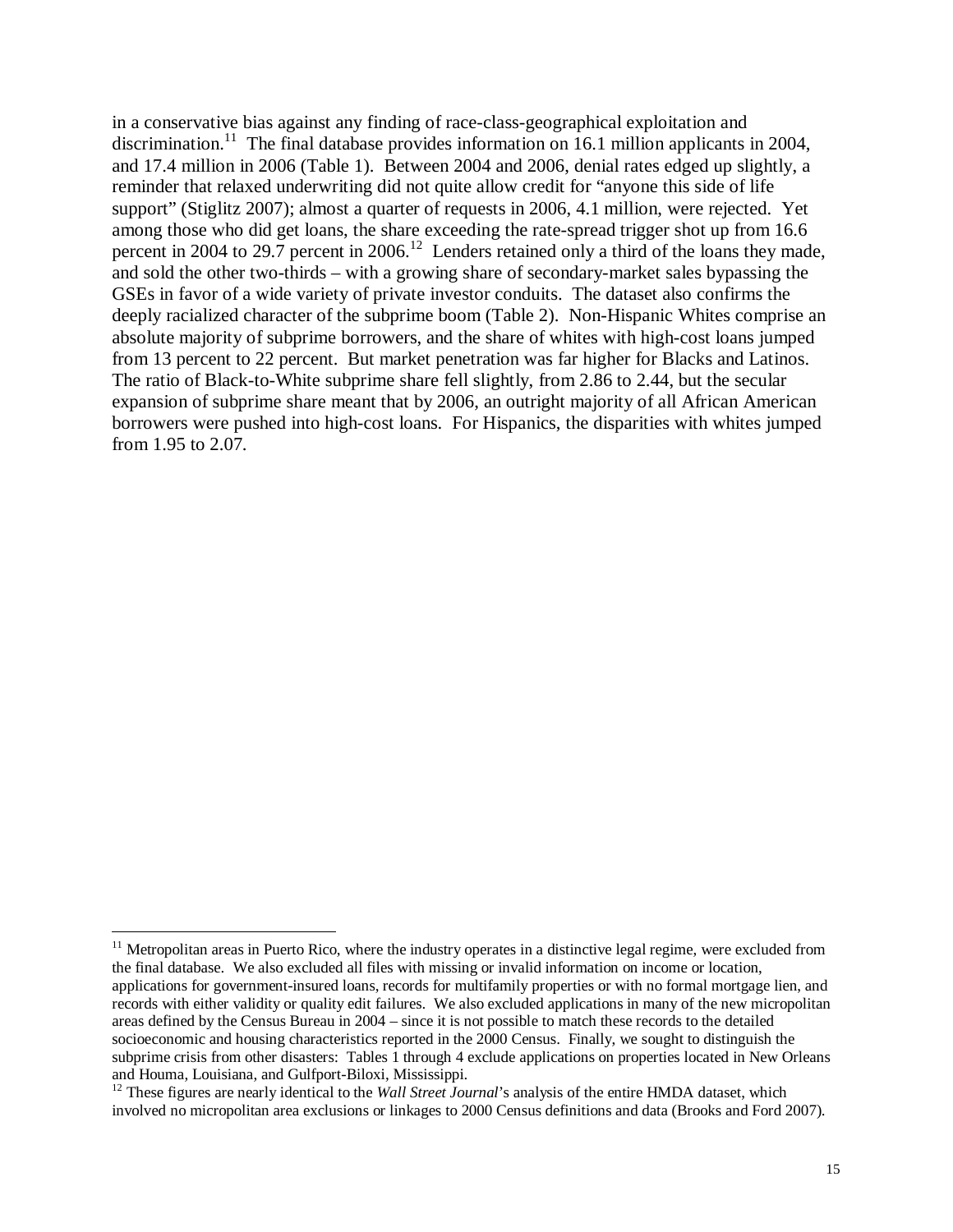in a conservative bias against any finding of race-class-geographical exploitation and discrimination.[11] The final database provides information on 16.1 million applicants in 2004, and 17.4 million in 2006 (Table 1). Between 2004 and 2006, denial rates edged up slightly, a reminder that relaxed underwriting did not quite allow credit for "anyone this side of life support" (Stiglitz 2007); almost a quarter of requests in 2006, 4.1 million, were rejected. Yet among those who did get loans, the share exceeding the rate-spread trigger shot up from 16.6 percent in 2004 to 29.7 percent in 2006.[12] Lenders retained only a third of the loans they made, and sold the other two-thirds – with a growing share of secondary-market sales bypassing the GSEs in favor of a wide variety of private investor conduits. The dataset also confirms the deeply racialized character of the subprime boom (Table 2). Non-Hispanic Whites comprise an absolute majority of subprime borrowers, and the share of whites with high-cost loans jumped from 13 percent to 22 percent. But market penetration was far higher for Blacks and Latinos. The ratio of Black-to-White subprime share fell slightly, from 2.86 to 2.44, but the secular expansion of subprime share meant that by 2006, an outright majority of all African American borrowers were pushed into high-cost loans. For Hispanics, the disparities with whites jumped from 1.95 to 2.07.

---

[11] Metropolitan areas in Puerto Rico, where the industry operates in a distinctive legal regime, were excluded from the final database. We also excluded all files with missing or invalid information on income or location, applications for government-insured loans, records for multifamily properties or with no formal mortgage lien, and records with either validity or quality edit failures. We also excluded applications in many of the new micropolitan areas defined by the Census Bureau in 2004 – since it is not possible to match these records to the detailed socioeconomic and housing characteristics reported in the 2000 Census. Finally, we sought to distinguish the subprime crisis from other disasters: Tables 1 through 4 exclude applications on properties located in New Orleans and Houma, Louisiana, and Gulfport-Biloxi, Mississippi.

[12] These figures are nearly identical to the *Wall Street Journal*'s analysis of the entire HMDA dataset, which involved no micropolitan area exclusions or linkages to 2000 Census definitions and data (Brooks and Ford 2007).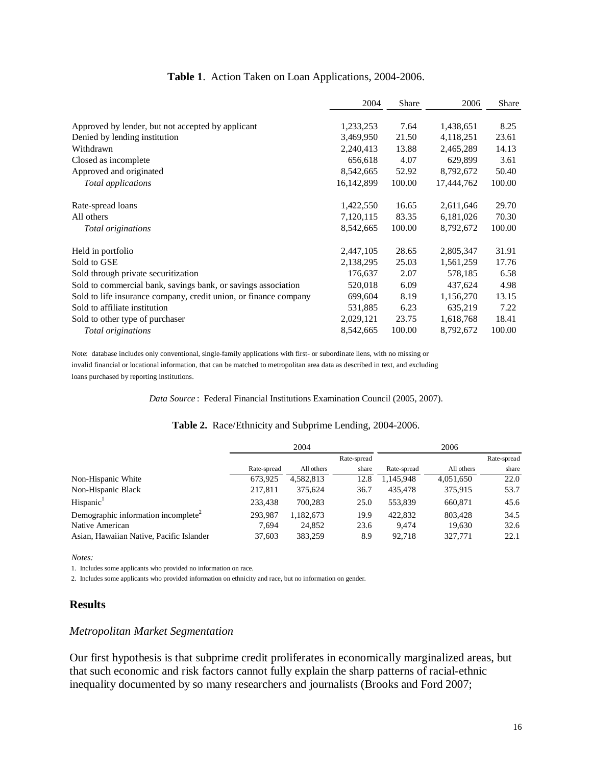**Table 1**. Action Taken on Loan Applications, 2004-2006.

| | 2004 | Share | 2006 | Share |
|---|---|---|---|---|
| Approved by lender, but not accepted by applicant | 1,233,253 | 7.64 | 1,438,651 | 8.25 |
| Denied by lending institution | 3,469,950 | 21.50 | 4,118,251 | 23.61 |
| Withdrawn | 2,240,413 | 13.88 | 2,465,289 | 14.13 |
| Closed as incomplete | 656,618 | 4.07 | 629,899 | 3.61 |
| Approved and originated | 8,542,665 | 52.92 | 8,792,672 | 50.40 |
| *Total applications* | 16,142,899 | 100.00 | 17,444,762 | 100.00 |
| | | | | |
| Rate-spread loans | 1,422,550 | 16.65 | 2,611,646 | 29.70 |
| All others | 7,120,115 | 83.35 | 6,181,026 | 70.30 |
| *Total originations* | 8,542,665 | 100.00 | 8,792,672 | 100.00 |
| | | | | |
| Held in portfolio | 2,447,105 | 28.65 | 2,805,347 | 31.91 |
| Sold to GSE | 2,138,295 | 25.03 | 1,561,259 | 17.76 |
| Sold through private securitization | 176,637 | 2.07 | 578,185 | 6.58 |
| Sold to commercial bank, savings bank, or savings association | 520,018 | 6.09 | 437,624 | 4.98 |
| Sold to life insurance company, credit union, or finance company | 699,604 | 8.19 | 1,156,270 | 13.15 |
| Sold to affiliate institution | 531,885 | 6.23 | 635,219 | 7.22 |
| Sold to other type of purchaser | 2,029,121 | 23.75 | 1,618,768 | 18.41 |
| *Total originations* | 8,542,665 | 100.00 | 8,792,672 | 100.00 |

Note: database includes only conventional, single-family applications with first- or subordinate liens, with no missing or invalid financial or locational information, that can be matched to metropolitan area data as described in text, and excluding loans purchased by reporting institutions.

*Data Source*: Federal Financial Institutions Examination Council (2005, 2007).

**Table 2.** Race/Ethnicity and Subprime Lending, 2004-2006.

| | 2004 | | | 2006 | | |
|---|---|---|---|---|---|---|
| | Rate-spread | All others | Rate-spread share | Rate-spread | All others | Rate-spread share |
| Non-Hispanic White | 673,925 | 4,582,813 | 12.8 | 1,145,948 | 4,051,650 | 22.0 |
| Non-Hispanic Black | 217,811 | 375,624 | 36.7 | 435,478 | 375,915 | 53.7 |
| Hispanic[1] | 233,438 | 700,283 | 25.0 | 553,839 | 660,871 | 45.6 |
| Demographic information incomplete[2] | 293,987 | 1,182,673 | 19.9 | 422,832 | 803,428 | 34.5 |
| Native American | 7,694 | 24,852 | 23.6 | 9,474 | 19,630 | 32.6 |
| Asian, Hawaiian Native, Pacific Islander | 37,603 | 383,259 | 8.9 | 92,718 | 327,771 | 22.1 |

*Notes:*

1. Includes some applicants who provided no information on race.
2. Includes some applicants who provided information on ethnicity and race, but no information on gender.

## Results

### *Metropolitan Market Segmentation*

Our first hypothesis is that subprime credit proliferates in economically marginalized areas, but that such economic and risk factors cannot fully explain the sharp patterns of racial-ethnic inequality documented by so many researchers and journalists (Brooks and Ford 2007;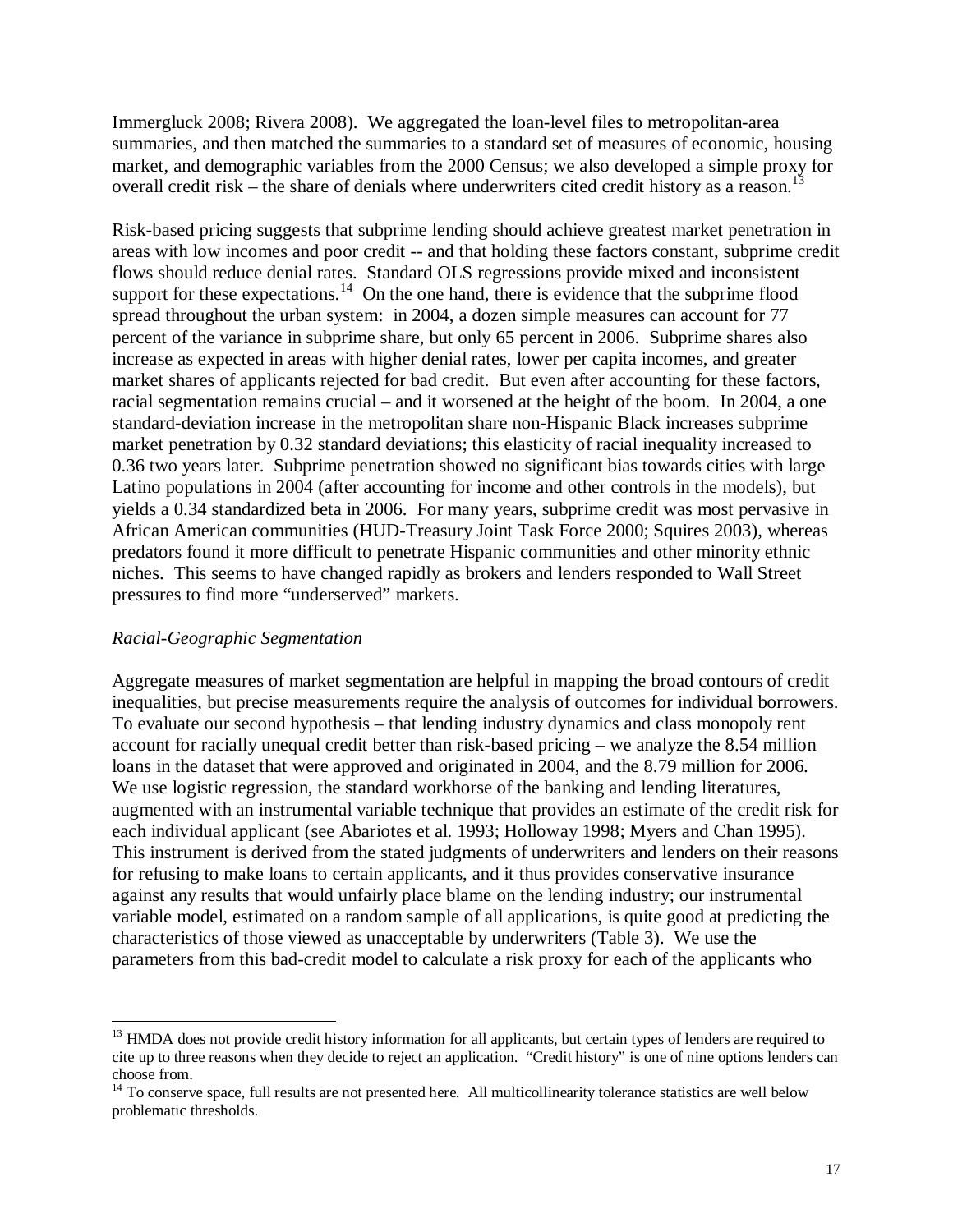Immergluck 2008; Rivera 2008). We aggregated the loan-level files to metropolitan-area summaries, and then matched the summaries to a standard set of measures of economic, housing market, and demographic variables from the 2000 Census; we also developed a simple proxy for overall credit risk – the share of denials where underwriters cited credit history as a reason.[13]

Risk-based pricing suggests that subprime lending should achieve greatest market penetration in areas with low incomes and poor credit -- and that holding these factors constant, subprime credit flows should reduce denial rates. Standard OLS regressions provide mixed and inconsistent support for these expectations.[14] On the one hand, there is evidence that the subprime flood spread throughout the urban system: in 2004, a dozen simple measures can account for 77 percent of the variance in subprime share, but only 65 percent in 2006. Subprime shares also increase as expected in areas with higher denial rates, lower per capita incomes, and greater market shares of applicants rejected for bad credit. But even after accounting for these factors, racial segmentation remains crucial – and it worsened at the height of the boom. In 2004, a one standard-deviation increase in the metropolitan share non-Hispanic Black increases subprime market penetration by 0.32 standard deviations; this elasticity of racial inequality increased to 0.36 two years later. Subprime penetration showed no significant bias towards cities with large Latino populations in 2004 (after accounting for income and other controls in the models), but yields a 0.34 standardized beta in 2006. For many years, subprime credit was most pervasive in African American communities (HUD-Treasury Joint Task Force 2000; Squires 2003), whereas predators found it more difficult to penetrate Hispanic communities and other minority ethnic niches. This seems to have changed rapidly as brokers and lenders responded to Wall Street pressures to find more "underserved" markets.

*Racial-Geographic Segmentation*

Aggregate measures of market segmentation are helpful in mapping the broad contours of credit inequalities, but precise measurements require the analysis of outcomes for individual borrowers. To evaluate our second hypothesis – that lending industry dynamics and class monopoly rent account for racially unequal credit better than risk-based pricing – we analyze the 8.54 million loans in the dataset that were approved and originated in 2004, and the 8.79 million for 2006. We use logistic regression, the standard workhorse of the banking and lending literatures, augmented with an instrumental variable technique that provides an estimate of the credit risk for each individual applicant (see Abariotes et al. 1993; Holloway 1998; Myers and Chan 1995). This instrument is derived from the stated judgments of underwriters and lenders on their reasons for refusing to make loans to certain applicants, and it thus provides conservative insurance against any results that would unfairly place blame on the lending industry; our instrumental variable model, estimated on a random sample of all applications, is quite good at predicting the characteristics of those viewed as unacceptable by underwriters (Table 3). We use the parameters from this bad-credit model to calculate a risk proxy for each of the applicants who

---

[13] HMDA does not provide credit history information for all applicants, but certain types of lenders are required to cite up to three reasons when they decide to reject an application. "Credit history" is one of nine options lenders can choose from.

[14] To conserve space, full results are not presented here. All multicollinearity tolerance statistics are well below problematic thresholds.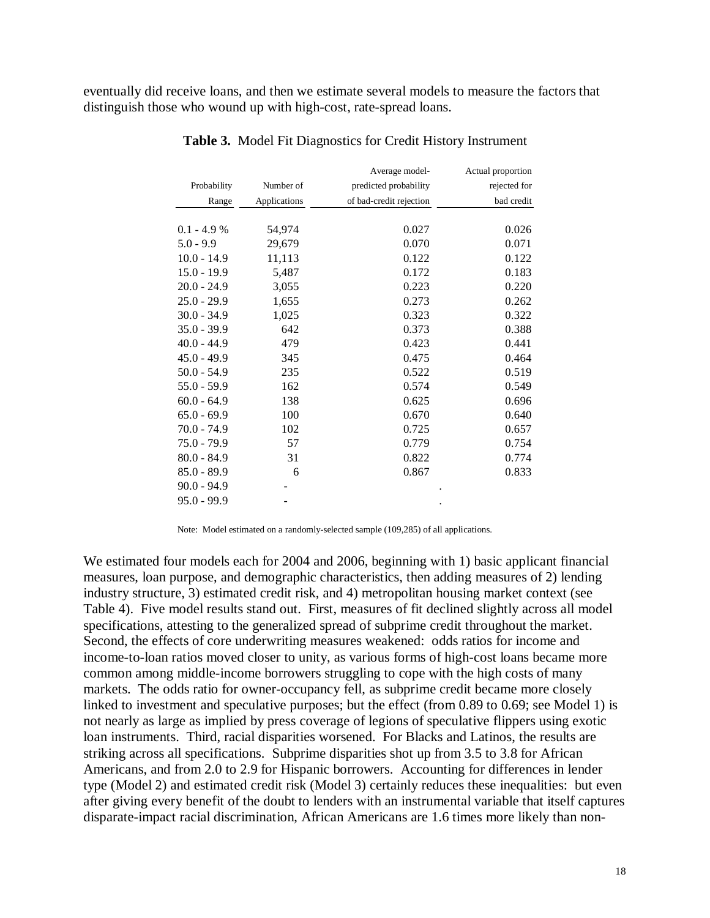eventually did receive loans, and then we estimate several models to measure the factors that distinguish those who wound up with high-cost, rate-spread loans.

**Table 3.** Model Fit Diagnostics for Credit History Instrument

| Probability Range | Number of Applications | Average model-predicted probability of bad-credit rejection | Actual proportion rejected for bad credit |
|---|---|---|---|
| 0.1 - 4.9 % | 54,974 | 0.027 | 0.026 |
| 5.0 - 9.9 | 29,679 | 0.070 | 0.071 |
| 10.0 - 14.9 | 11,113 | 0.122 | 0.122 |
| 15.0 - 19.9 | 5,487 | 0.172 | 0.183 |
| 20.0 - 24.9 | 3,055 | 0.223 | 0.220 |
| 25.0 - 29.9 | 1,655 | 0.273 | 0.262 |
| 30.0 - 34.9 | 1,025 | 0.323 | 0.322 |
| 35.0 - 39.9 | 642 | 0.373 | 0.388 |
| 40.0 - 44.9 | 479 | 0.423 | 0.441 |
| 45.0 - 49.9 | 345 | 0.475 | 0.464 |
| 50.0 - 54.9 | 235 | 0.522 | 0.519 |
| 55.0 - 59.9 | 162 | 0.574 | 0.549 |
| 60.0 - 64.9 | 138 | 0.625 | 0.696 |
| 65.0 - 69.9 | 100 | 0.670 | 0.640 |
| 70.0 - 74.9 | 102 | 0.725 | 0.657 |
| 75.0 - 79.9 | 57 | 0.779 | 0.754 |
| 80.0 - 84.9 | 31 | 0.822 | 0.774 |
| 85.0 - 89.9 | 6 | 0.867 | 0.833 |
| 90.0 - 94.9 | - | . | |
| 95.0 - 99.9 | - | . | |

Note: Model estimated on a randomly-selected sample (109,285) of all applications.

We estimated four models each for 2004 and 2006, beginning with 1) basic applicant financial measures, loan purpose, and demographic characteristics, then adding measures of 2) lending industry structure, 3) estimated credit risk, and 4) metropolitan housing market context (see Table 4). Five model results stand out. First, measures of fit declined slightly across all model specifications, attesting to the generalized spread of subprime credit throughout the market. Second, the effects of core underwriting measures weakened: odds ratios for income and income-to-loan ratios moved closer to unity, as various forms of high-cost loans became more common among middle-income borrowers struggling to cope with the high costs of many markets. The odds ratio for owner-occupancy fell, as subprime credit became more closely linked to investment and speculative purposes; but the effect (from 0.89 to 0.69; see Model 1) is not nearly as large as implied by press coverage of legions of speculative flippers using exotic loan instruments. Third, racial disparities worsened. For Blacks and Latinos, the results are striking across all specifications. Subprime disparities shot up from 3.5 to 3.8 for African Americans, and from 2.0 to 2.9 for Hispanic borrowers. Accounting for differences in lender type (Model 2) and estimated credit risk (Model 3) certainly reduces these inequalities: but even after giving every benefit of the doubt to lenders with an instrumental variable that itself captures disparate-impact racial discrimination, African Americans are 1.6 times more likely than non-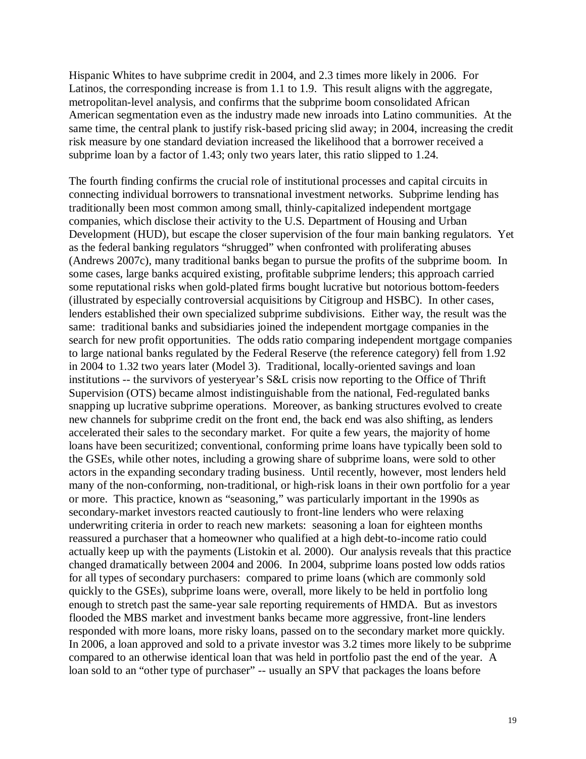Hispanic Whites to have subprime credit in 2004, and 2.3 times more likely in 2006. For Latinos, the corresponding increase is from 1.1 to 1.9. This result aligns with the aggregate, metropolitan-level analysis, and confirms that the subprime boom consolidated African American segmentation even as the industry made new inroads into Latino communities. At the same time, the central plank to justify risk-based pricing slid away; in 2004, increasing the credit risk measure by one standard deviation increased the likelihood that a borrower received a subprime loan by a factor of 1.43; only two years later, this ratio slipped to 1.24.

The fourth finding confirms the crucial role of institutional processes and capital circuits in connecting individual borrowers to transnational investment networks. Subprime lending has traditionally been most common among small, thinly-capitalized independent mortgage companies, which disclose their activity to the U.S. Department of Housing and Urban Development (HUD), but escape the closer supervision of the four main banking regulators. Yet as the federal banking regulators "shrugged" when confronted with proliferating abuses (Andrews 2007c), many traditional banks began to pursue the profits of the subprime boom. In some cases, large banks acquired existing, profitable subprime lenders; this approach carried some reputational risks when gold-plated firms bought lucrative but notorious bottom-feeders (illustrated by especially controversial acquisitions by Citigroup and HSBC). In other cases, lenders established their own specialized subprime subdivisions. Either way, the result was the same: traditional banks and subsidiaries joined the independent mortgage companies in the search for new profit opportunities. The odds ratio comparing independent mortgage companies to large national banks regulated by the Federal Reserve (the reference category) fell from 1.92 in 2004 to 1.32 two years later (Model 3). Traditional, locally-oriented savings and loan institutions -- the survivors of yesteryear's S&L crisis now reporting to the Office of Thrift Supervision (OTS) became almost indistinguishable from the national, Fed-regulated banks snapping up lucrative subprime operations. Moreover, as banking structures evolved to create new channels for subprime credit on the front end, the back end was also shifting, as lenders accelerated their sales to the secondary market. For quite a few years, the majority of home loans have been securitized; conventional, conforming prime loans have typically been sold to the GSEs, while other notes, including a growing share of subprime loans, were sold to other actors in the expanding secondary trading business. Until recently, however, most lenders held many of the non-conforming, non-traditional, or high-risk loans in their own portfolio for a year or more. This practice, known as "seasoning," was particularly important in the 1990s as secondary-market investors reacted cautiously to front-line lenders who were relaxing underwriting criteria in order to reach new markets: seasoning a loan for eighteen months reassured a purchaser that a homeowner who qualified at a high debt-to-income ratio could actually keep up with the payments (Listokin et al. 2000). Our analysis reveals that this practice changed dramatically between 2004 and 2006. In 2004, subprime loans posted low odds ratios for all types of secondary purchasers: compared to prime loans (which are commonly sold quickly to the GSEs), subprime loans were, overall, more likely to be held in portfolio long enough to stretch past the same-year sale reporting requirements of HMDA. But as investors flooded the MBS market and investment banks became more aggressive, front-line lenders responded with more loans, more risky loans, passed on to the secondary market more quickly. In 2006, a loan approved and sold to a private investor was 3.2 times more likely to be subprime compared to an otherwise identical loan that was held in portfolio past the end of the year. A loan sold to an "other type of purchaser" -- usually an SPV that packages the loans before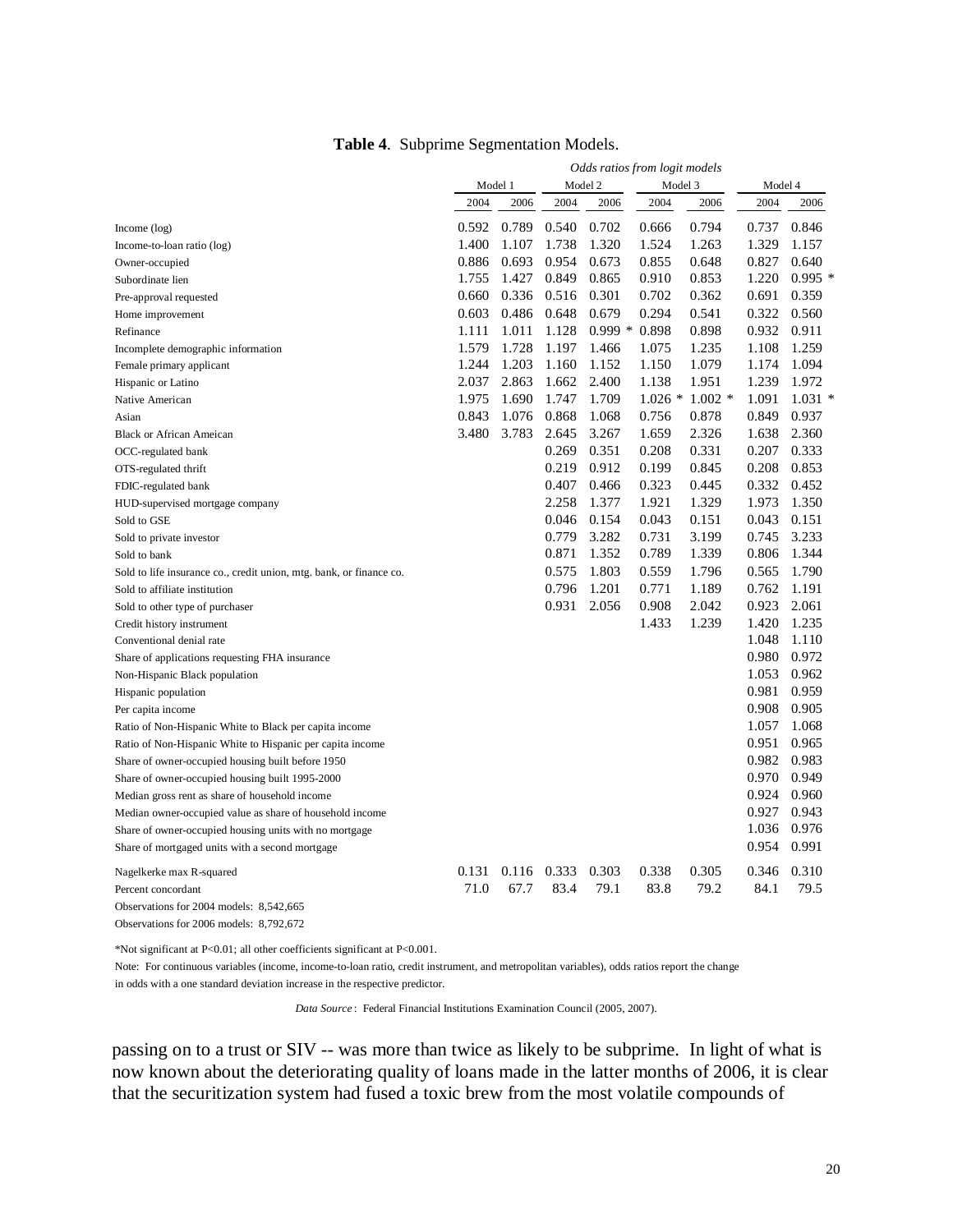**Table 4**. Subprime Segmentation Models.

| | *Odds ratios from logit models* | | | | | | | |
|---|---|---|---|---|---|---|---|---|
| | Model 1 | | Model 2 | | Model 3 | | Model 4 | |
| | 2004 | 2006 | 2004 | 2006 | 2004 | 2006 | 2004 | 2006 |
| Income (log) | 0.592 | 0.789 | 0.540 | 0.702 | 0.666 | 0.794 | 0.737 | 0.846 |
| Income-to-loan ratio (log) | 1.400 | 1.107 | 1.738 | 1.320 | 1.524 | 1.263 | 1.329 | 1.157 |
| Owner-occupied | 0.886 | 0.693 | 0.954 | 0.673 | 0.855 | 0.648 | 0.827 | 0.640 |
| Subordinate lien | 1.755 | 1.427 | 0.849 | 0.865 | 0.910 | 0.853 | 1.220 | 0.995 * |
| Pre-approval requested | 0.660 | 0.336 | 0.516 | 0.301 | 0.702 | 0.362 | 0.691 | 0.359 |
| Home improvement | 0.603 | 0.486 | 0.648 | 0.679 | 0.294 | 0.541 | 0.322 | 0.560 |
| Refinance | 1.111 | 1.011 | 1.128 | 0.999 * | 0.898 | 0.898 | 0.932 | 0.911 |
| Incomplete demographic information | 1.579 | 1.728 | 1.197 | 1.466 | 1.075 | 1.235 | 1.108 | 1.259 |
| Female primary applicant | 1.244 | 1.203 | 1.160 | 1.152 | 1.150 | 1.079 | 1.174 | 1.094 |
| Hispanic or Latino | 2.037 | 2.863 | 1.662 | 2.400 | 1.138 | 1.951 | 1.239 | 1.972 |
| Native American | 1.975 | 1.690 | 1.747 | 1.709 | 1.026 * | 1.002 * | 1.091 | 1.031 * |
| Asian | 0.843 | 1.076 | 0.868 | 1.068 | 0.756 | 0.878 | 0.849 | 0.937 |
| Black or African Ameican | 3.480 | 3.783 | 2.645 | 3.267 | 1.659 | 2.326 | 1.638 | 2.360 |
| OCC-regulated bank | | | 0.269 | 0.351 | 0.208 | 0.331 | 0.207 | 0.333 |
| OTS-regulated thrift | | | 0.219 | 0.912 | 0.199 | 0.845 | 0.208 | 0.853 |
| FDIC-regulated bank | | | 0.407 | 0.466 | 0.323 | 0.445 | 0.332 | 0.452 |
| HUD-supervised mortgage company | | | 2.258 | 1.377 | 1.921 | 1.329 | 1.973 | 1.350 |
| Sold to GSE | | | 0.046 | 0.154 | 0.043 | 0.151 | 0.043 | 0.151 |
| Sold to private investor | | | 0.779 | 3.282 | 0.731 | 3.199 | 0.745 | 3.233 |
| Sold to bank | | | 0.871 | 1.352 | 0.789 | 1.339 | 0.806 | 1.344 |
| Sold to life insurance co., credit union, mtg. bank, or finance co. | | | 0.575 | 1.803 | 0.559 | 1.796 | 0.565 | 1.790 |
| Sold to affiliate institution | | | 0.796 | 1.201 | 0.771 | 1.189 | 0.762 | 1.191 |
| Sold to other type of purchaser | | | 0.931 | 2.056 | 0.908 | 2.042 | 0.923 | 2.061 |
| Credit history instrument | | | | | 1.433 | 1.239 | 1.420 | 1.235 |
| Conventional denial rate | | | | | | | 1.048 | 1.110 |
| Share of applications requesting FHA insurance | | | | | | | 0.980 | 0.972 |
| Non-Hispanic Black population | | | | | | | 1.053 | 0.962 |
| Hispanic population | | | | | | | 0.981 | 0.959 |
| Per capita income | | | | | | | 0.908 | 0.905 |
| Ratio of Non-Hispanic White to Black per capita income | | | | | | | 1.057 | 1.068 |
| Ratio of Non-Hispanic White to Hispanic per capita income | | | | | | | 0.951 | 0.965 |
| Share of owner-occupied housing built before 1950 | | | | | | | 0.982 | 0.983 |
| Share of owner-occupied housing built 1995-2000 | | | | | | | 0.970 | 0.949 |
| Median gross rent as share of household income | | | | | | | 0.924 | 0.960 |
| Median owner-occupied value as share of household income | | | | | | | 0.927 | 0.943 |
| Share of owner-occupied housing units with no mortgage | | | | | | | 1.036 | 0.976 |
| Share of mortgaged units with a second mortgage | | | | | | | 0.954 | 0.991 |
| Nagelkerke max R-squared | 0.131 | 0.116 | 0.333 | 0.303 | 0.338 | 0.305 | 0.346 | 0.310 |
| Percent concordant | 71.0 | 67.7 | 83.4 | 79.1 | 83.8 | 79.2 | 84.1 | 79.5 |

Observations for 2004 models: 8,542,665

Observations for 2006 models: 8,792,672

*Not significant at P<0.01; all other coefficients significant at P<0.001.

Note: For continuous variables (income, income-to-loan ratio, credit instrument, and metropolitan variables), odds ratios report the change in odds with a one standard deviation increase in the respective predictor.

*Data Source*: Federal Financial Institutions Examination Council (2005, 2007).

passing on to a trust or SIV -- was more than twice as likely to be subprime. In light of what is now known about the deteriorating quality of loans made in the latter months of 2006, it is clear that the securitization system had fused a toxic brew from the most volatile compounds of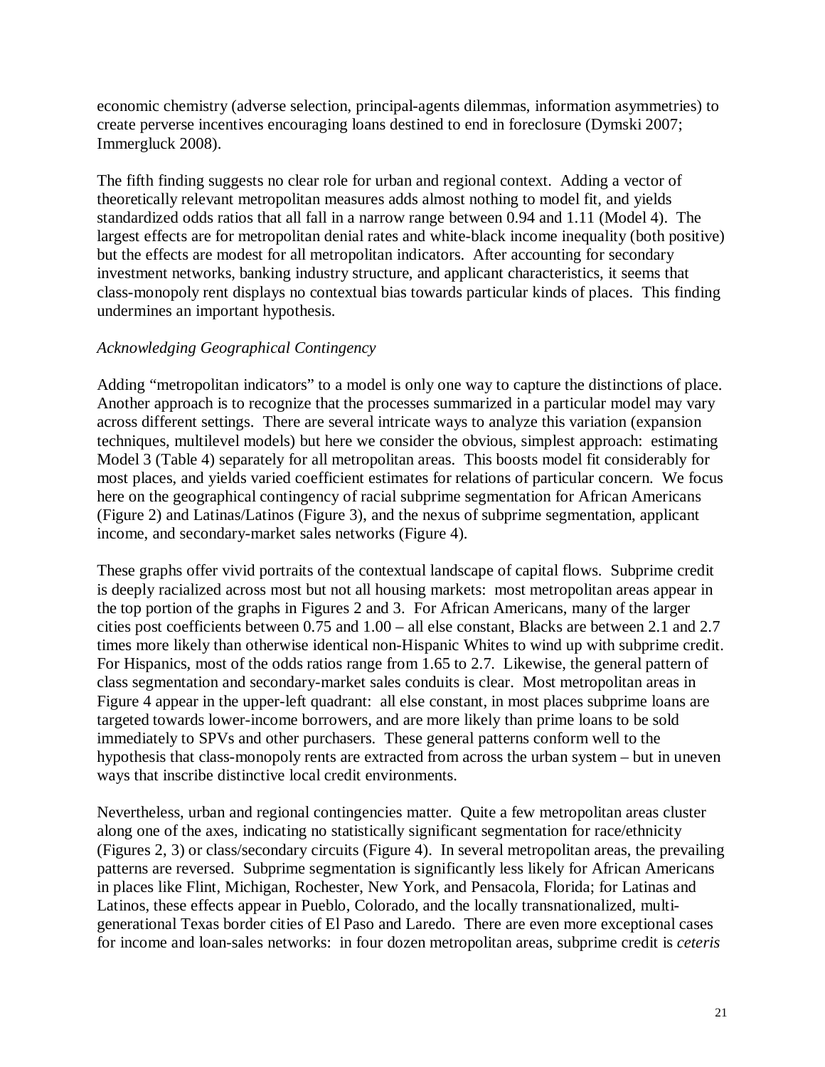economic chemistry (adverse selection, principal-agents dilemmas, information asymmetries) to create perverse incentives encouraging loans destined to end in foreclosure (Dymski 2007; Immergluck 2008).

The fifth finding suggests no clear role for urban and regional context. Adding a vector of theoretically relevant metropolitan measures adds almost nothing to model fit, and yields standardized odds ratios that all fall in a narrow range between 0.94 and 1.11 (Model 4). The largest effects are for metropolitan denial rates and white-black income inequality (both positive) but the effects are modest for all metropolitan indicators. After accounting for secondary investment networks, banking industry structure, and applicant characteristics, it seems that class-monopoly rent displays no contextual bias towards particular kinds of places. This finding undermines an important hypothesis.

*Acknowledging Geographical Contingency*

Adding "metropolitan indicators" to a model is only one way to capture the distinctions of place. Another approach is to recognize that the processes summarized in a particular model may vary across different settings. There are several intricate ways to analyze this variation (expansion techniques, multilevel models) but here we consider the obvious, simplest approach: estimating Model 3 (Table 4) separately for all metropolitan areas. This boosts model fit considerably for most places, and yields varied coefficient estimates for relations of particular concern. We focus here on the geographical contingency of racial subprime segmentation for African Americans (Figure 2) and Latinas/Latinos (Figure 3), and the nexus of subprime segmentation, applicant income, and secondary-market sales networks (Figure 4).

These graphs offer vivid portraits of the contextual landscape of capital flows. Subprime credit is deeply racialized across most but not all housing markets: most metropolitan areas appear in the top portion of the graphs in Figures 2 and 3. For African Americans, many of the larger cities post coefficients between 0.75 and 1.00 – all else constant, Blacks are between 2.1 and 2.7 times more likely than otherwise identical non-Hispanic Whites to wind up with subprime credit. For Hispanics, most of the odds ratios range from 1.65 to 2.7. Likewise, the general pattern of class segmentation and secondary-market sales conduits is clear. Most metropolitan areas in Figure 4 appear in the upper-left quadrant: all else constant, in most places subprime loans are targeted towards lower-income borrowers, and are more likely than prime loans to be sold immediately to SPVs and other purchasers. These general patterns conform well to the hypothesis that class-monopoly rents are extracted from across the urban system – but in uneven ways that inscribe distinctive local credit environments.

Nevertheless, urban and regional contingencies matter. Quite a few metropolitan areas cluster along one of the axes, indicating no statistically significant segmentation for race/ethnicity (Figures 2, 3) or class/secondary circuits (Figure 4). In several metropolitan areas, the prevailing patterns are reversed. Subprime segmentation is significantly less likely for African Americans in places like Flint, Michigan, Rochester, New York, and Pensacola, Florida; for Latinas and Latinos, these effects appear in Pueblo, Colorado, and the locally transnationalized, multi-generational Texas border cities of El Paso and Laredo. There are even more exceptional cases for income and loan-sales networks: in four dozen metropolitan areas, subprime credit is *ceteris*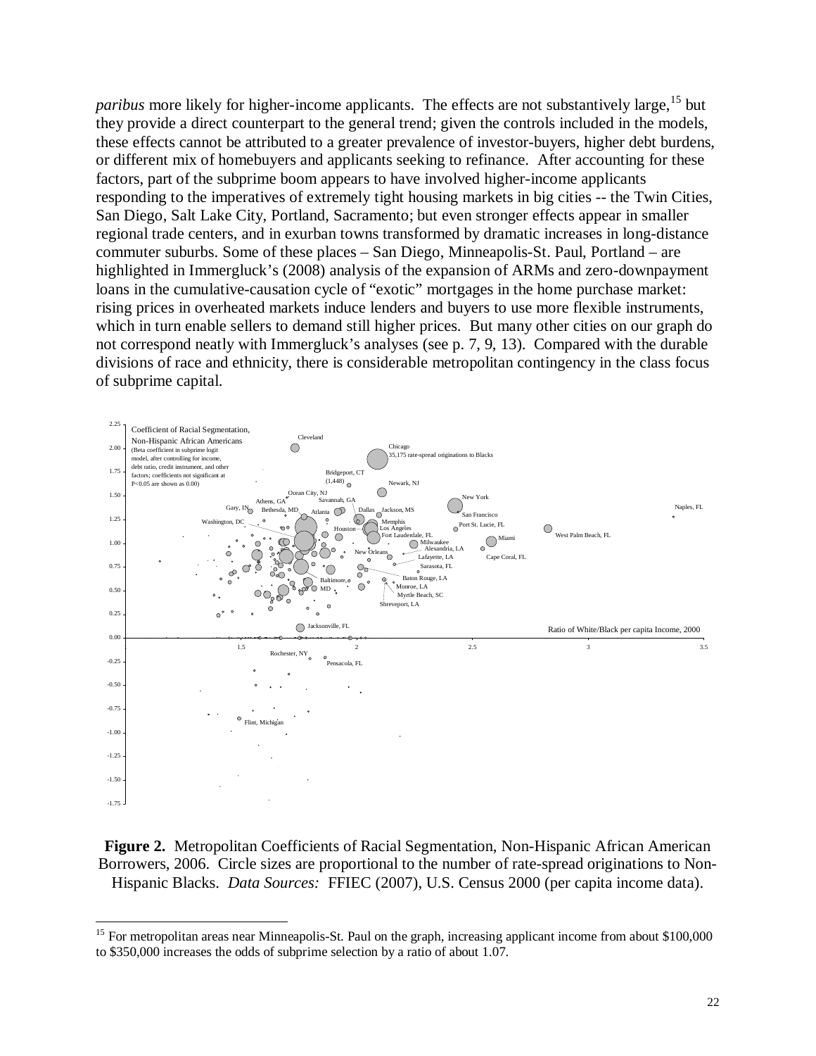*paribus* more likely for higher-income applicants. The effects are not substantively large,[15] but they provide a direct counterpart to the general trend; given the controls included in the models, these effects cannot be attributed to a greater prevalence of investor-buyers, higher debt burdens, or different mix of homebuyers and applicants seeking to refinance. After accounting for these factors, part of the subprime boom appears to have involved higher-income applicants responding to the imperatives of extremely tight housing markets in big cities -- the Twin Cities, San Diego, Salt Lake City, Portland, Sacramento; but even stronger effects appear in smaller regional trade centers, and in exurban towns transformed by dramatic increases in long-distance commuter suburbs. Some of these places – San Diego, Minneapolis-St. Paul, Portland – are highlighted in Immergluck's (2008) analysis of the expansion of ARMs and zero-downpayment loans in the cumulative-causation cycle of "exotic" mortgages in the home purchase market: rising prices in overheated markets induce lenders and buyers to use more flexible instruments, which in turn enable sellers to demand still higher prices. But many other cities on our graph do not correspond neatly with Immergluck's analyses (see p. 7, 9, 13). Compared with the durable divisions of race and ethnicity, there is considerable metropolitan contingency in the class focus of subprime capital.

**Figure 2.** Metropolitan Coefficients of Racial Segmentation, Non-Hispanic African American Borrowers, 2006. Circle sizes are proportional to the number of rate-spread originations to Non-Hispanic Blacks. *Data Sources:* FFIEC (2007), U.S. Census 2000 (per capita income data).

[15] For metropolitan areas near Minneapolis-St. Paul on the graph, increasing applicant income from about $100,000 to $350,000 increases the odds of subprime selection by a ratio of about 1.07.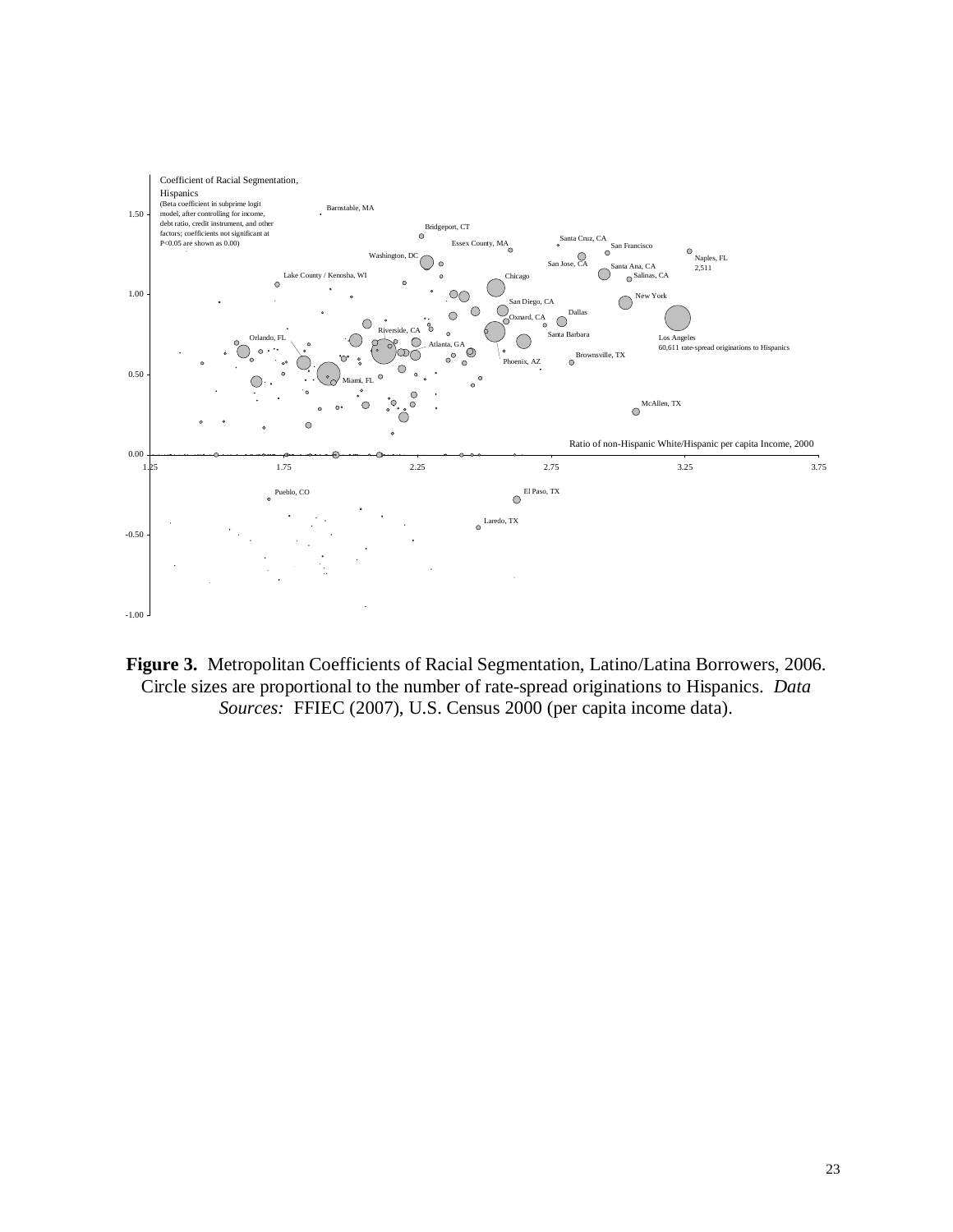Coefficient of Racial Segmentation, Hispanics

(Beta coefficient in subprime logit model, after controlling for income, debt ratio, credit instrument, and other factors; coefficients not significant at P<0.05 are shown as 0.00)

Ratio of non-Hispanic White/Hispanic per capita Income, 2000

Barnstable, MA; Bridgeport, CT; Essex County, MA; Santa Cruz, CA; San Francisco; Naples, FL 2,511; Washington, DC; San Jose, CA; Santa Ana, CA; Salinas, CA; Lake County / Kenosha, WI; Chicago; New York; San Diego, CA; Dallas; Oxnard, CA; Riverside, CA; Santa Barbara; Los Angeles 60,611 rate-spread originations to Hispanics; Orlando, FL; Atlanta, GA; Brownsville, TX; Phoenix, AZ; Miami, FL; McAllen, TX; Pueblo, CO; El Paso, TX; Laredo, TX

**Figure 3.** Metropolitan Coefficients of Racial Segmentation, Latino/Latina Borrowers, 2006. Circle sizes are proportional to the number of rate-spread originations to Hispanics. *Data Sources:* FFIEC (2007), U.S. Census 2000 (per capita income data).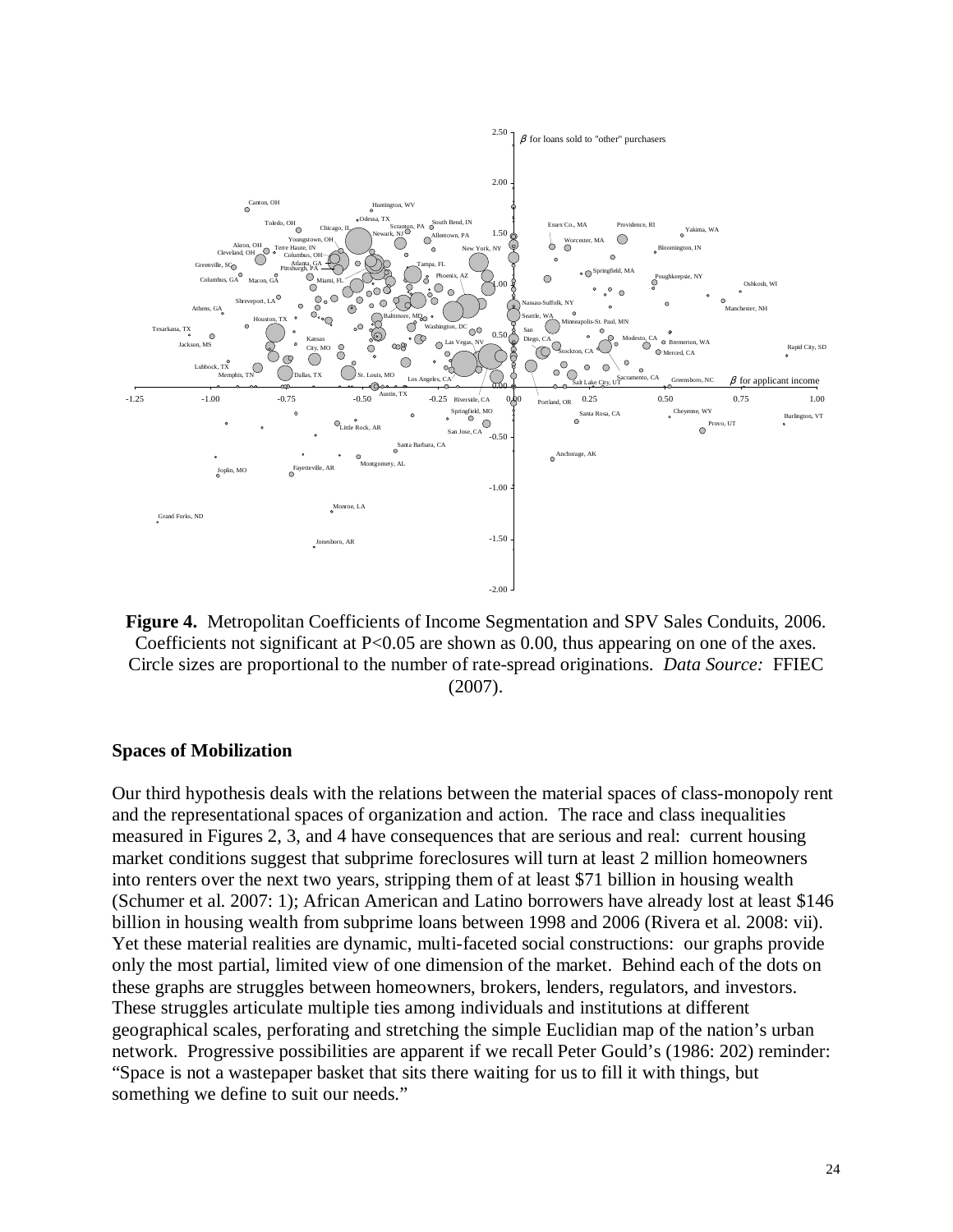**Figure 4.** Metropolitan Coefficients of Income Segmentation and SPV Sales Conduits, 2006. Coefficients not significant at P<0.05 are shown as 0.00, thus appearing on one of the axes. Circle sizes are proportional to the number of rate-spread originations. *Data Source:* FFIEC (2007).

### Spaces of Mobilization

Our third hypothesis deals with the relations between the material spaces of class-monopoly rent and the representational spaces of organization and action. The race and class inequalities measured in Figures 2, 3, and 4 have consequences that are serious and real: current housing market conditions suggest that subprime foreclosures will turn at least 2 million homeowners into renters over the next two years, stripping them of at least $71 billion in housing wealth (Schumer et al. 2007: 1); African American and Latino borrowers have already lost at least $146 billion in housing wealth from subprime loans between 1998 and 2006 (Rivera et al. 2008: vii). Yet these material realities are dynamic, multi-faceted social constructions: our graphs provide only the most partial, limited view of one dimension of the market. Behind each of the dots on these graphs are struggles between homeowners, brokers, lenders, regulators, and investors. These struggles articulate multiple ties among individuals and institutions at different geographical scales, perforating and stretching the simple Euclidian map of the nation's urban network. Progressive possibilities are apparent if we recall Peter Gould's (1986: 202) reminder: "Space is not a wastepaper basket that sits there waiting for us to fill it with things, but something we define to suit our needs."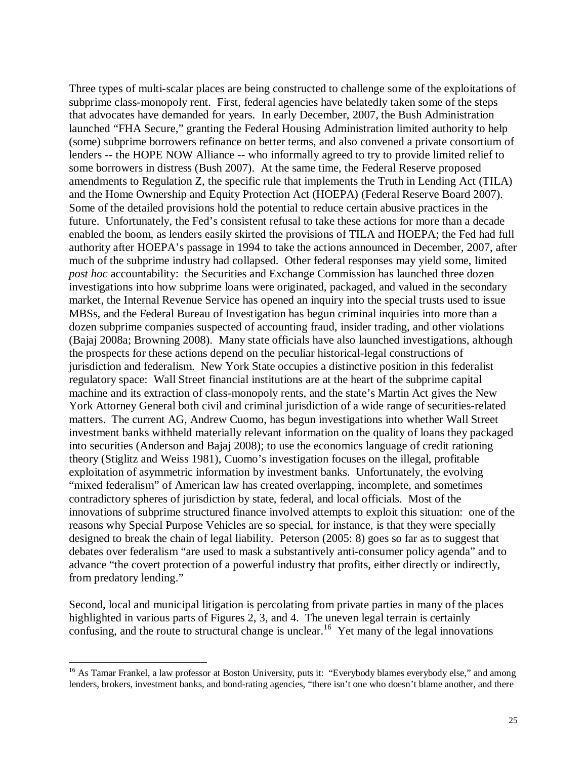Three types of multi-scalar places are being constructed to challenge some of the exploitations of subprime class-monopoly rent. First, federal agencies have belatedly taken some of the steps that advocates have demanded for years. In early December, 2007, the Bush Administration launched "FHA Secure," granting the Federal Housing Administration limited authority to help (some) subprime borrowers refinance on better terms, and also convened a private consortium of lenders -- the HOPE NOW Alliance -- who informally agreed to try to provide limited relief to some borrowers in distress (Bush 2007). At the same time, the Federal Reserve proposed amendments to Regulation Z, the specific rule that implements the Truth in Lending Act (TILA) and the Home Ownership and Equity Protection Act (HOEPA) (Federal Reserve Board 2007). Some of the detailed provisions hold the potential to reduce certain abusive practices in the future. Unfortunately, the Fed's consistent refusal to take these actions for more than a decade enabled the boom, as lenders easily skirted the provisions of TILA and HOEPA; the Fed had full authority after HOEPA's passage in 1994 to take the actions announced in December, 2007, after much of the subprime industry had collapsed. Other federal responses may yield some, limited *post hoc* accountability: the Securities and Exchange Commission has launched three dozen investigations into how subprime loans were originated, packaged, and valued in the secondary market, the Internal Revenue Service has opened an inquiry into the special trusts used to issue MBSs, and the Federal Bureau of Investigation has begun criminal inquiries into more than a dozen subprime companies suspected of accounting fraud, insider trading, and other violations (Bajaj 2008a; Browning 2008). Many state officials have also launched investigations, although the prospects for these actions depend on the peculiar historical-legal constructions of jurisdiction and federalism. New York State occupies a distinctive position in this federalist regulatory space: Wall Street financial institutions are at the heart of the subprime capital machine and its extraction of class-monopoly rents, and the state's Martin Act gives the New York Attorney General both civil and criminal jurisdiction of a wide range of securities-related matters. The current AG, Andrew Cuomo, has begun investigations into whether Wall Street investment banks withheld materially relevant information on the quality of loans they packaged into securities (Anderson and Bajaj 2008); to use the economics language of credit rationing theory (Stiglitz and Weiss 1981), Cuomo's investigation focuses on the illegal, profitable exploitation of asymmetric information by investment banks. Unfortunately, the evolving "mixed federalism" of American law has created overlapping, incomplete, and sometimes contradictory spheres of jurisdiction by state, federal, and local officials. Most of the innovations of subprime structured finance involved attempts to exploit this situation: one of the reasons why Special Purpose Vehicles are so special, for instance, is that they were specially designed to break the chain of legal liability. Peterson (2005: 8) goes so far as to suggest that debates over federalism "are used to mask a substantively anti-consumer policy agenda" and to advance "the covert protection of a powerful industry that profits, either directly or indirectly, from predatory lending."

Second, local and municipal litigation is percolating from private parties in many of the places highlighted in various parts of Figures 2, 3, and 4. The uneven legal terrain is certainly confusing, and the route to structural change is unclear.[16] Yet many of the legal innovations

[16] As Tamar Frankel, a law professor at Boston University, puts it: "Everybody blames everybody else," and among lenders, brokers, investment banks, and bond-rating agencies, "there isn't one who doesn't blame another, and there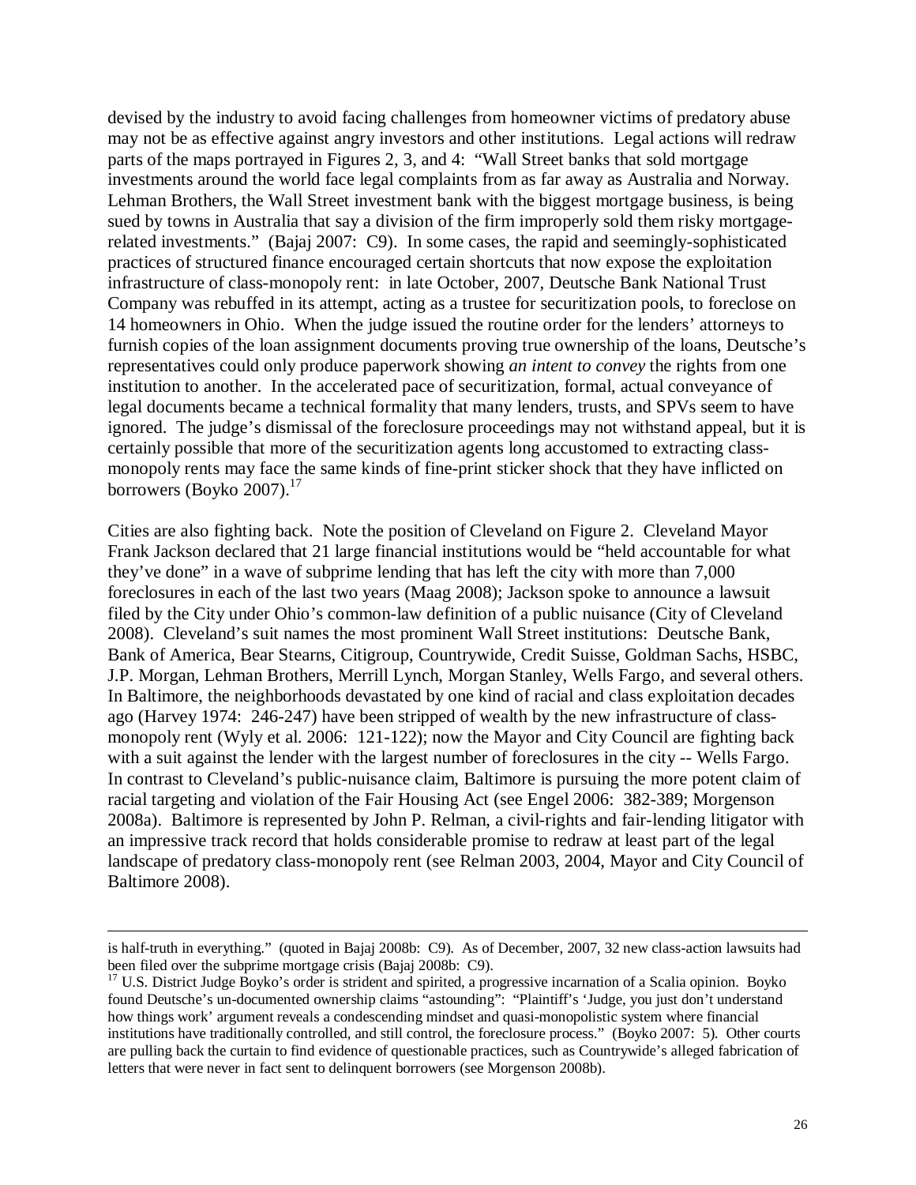devised by the industry to avoid facing challenges from homeowner victims of predatory abuse may not be as effective against angry investors and other institutions. Legal actions will redraw parts of the maps portrayed in Figures 2, 3, and 4: "Wall Street banks that sold mortgage investments around the world face legal complaints from as far away as Australia and Norway. Lehman Brothers, the Wall Street investment bank with the biggest mortgage business, is being sued by towns in Australia that say a division of the firm improperly sold them risky mortgage-related investments." (Bajaj 2007: C9). In some cases, the rapid and seemingly-sophisticated practices of structured finance encouraged certain shortcuts that now expose the exploitation infrastructure of class-monopoly rent: in late October, 2007, Deutsche Bank National Trust Company was rebuffed in its attempt, acting as a trustee for securitization pools, to foreclose on 14 homeowners in Ohio. When the judge issued the routine order for the lenders' attorneys to furnish copies of the loan assignment documents proving true ownership of the loans, Deutsche's representatives could only produce paperwork showing *an intent to convey* the rights from one institution to another. In the accelerated pace of securitization, formal, actual conveyance of legal documents became a technical formality that many lenders, trusts, and SPVs seem to have ignored. The judge's dismissal of the foreclosure proceedings may not withstand appeal, but it is certainly possible that more of the securitization agents long accustomed to extracting class-monopoly rents may face the same kinds of fine-print sticker shock that they have inflicted on borrowers (Boyko 2007).[17]

Cities are also fighting back. Note the position of Cleveland on Figure 2. Cleveland Mayor Frank Jackson declared that 21 large financial institutions would be "held accountable for what they've done" in a wave of subprime lending that has left the city with more than 7,000 foreclosures in each of the last two years (Maag 2008); Jackson spoke to announce a lawsuit filed by the City under Ohio's common-law definition of a public nuisance (City of Cleveland 2008). Cleveland's suit names the most prominent Wall Street institutions: Deutsche Bank, Bank of America, Bear Stearns, Citigroup, Countrywide, Credit Suisse, Goldman Sachs, HSBC, J.P. Morgan, Lehman Brothers, Merrill Lynch, Morgan Stanley, Wells Fargo, and several others. In Baltimore, the neighborhoods devastated by one kind of racial and class exploitation decades ago (Harvey 1974: 246-247) have been stripped of wealth by the new infrastructure of class-monopoly rent (Wyly et al. 2006: 121-122); now the Mayor and City Council are fighting back with a suit against the lender with the largest number of foreclosures in the city -- Wells Fargo. In contrast to Cleveland's public-nuisance claim, Baltimore is pursuing the more potent claim of racial targeting and violation of the Fair Housing Act (see Engel 2006: 382-389; Morgenson 2008a). Baltimore is represented by John P. Relman, a civil-rights and fair-lending litigator with an impressive track record that holds considerable promise to redraw at least part of the legal landscape of predatory class-monopoly rent (see Relman 2003, 2004, Mayor and City Council of Baltimore 2008).

---

is half-truth in everything." (quoted in Bajaj 2008b: C9). As of December, 2007, 32 new class-action lawsuits had been filed over the subprime mortgage crisis (Bajaj 2008b: C9).

[17] U.S. District Judge Boyko's order is strident and spirited, a progressive incarnation of a Scalia opinion. Boyko found Deutsche's un-documented ownership claims "astounding": "Plaintiff's 'Judge, you just don't understand how things work' argument reveals a condescending mindset and quasi-monopolistic system where financial institutions have traditionally controlled, and still control, the foreclosure process." (Boyko 2007: 5). Other courts are pulling back the curtain to find evidence of questionable practices, such as Countrywide's alleged fabrication of letters that were never in fact sent to delinquent borrowers (see Morgenson 2008b).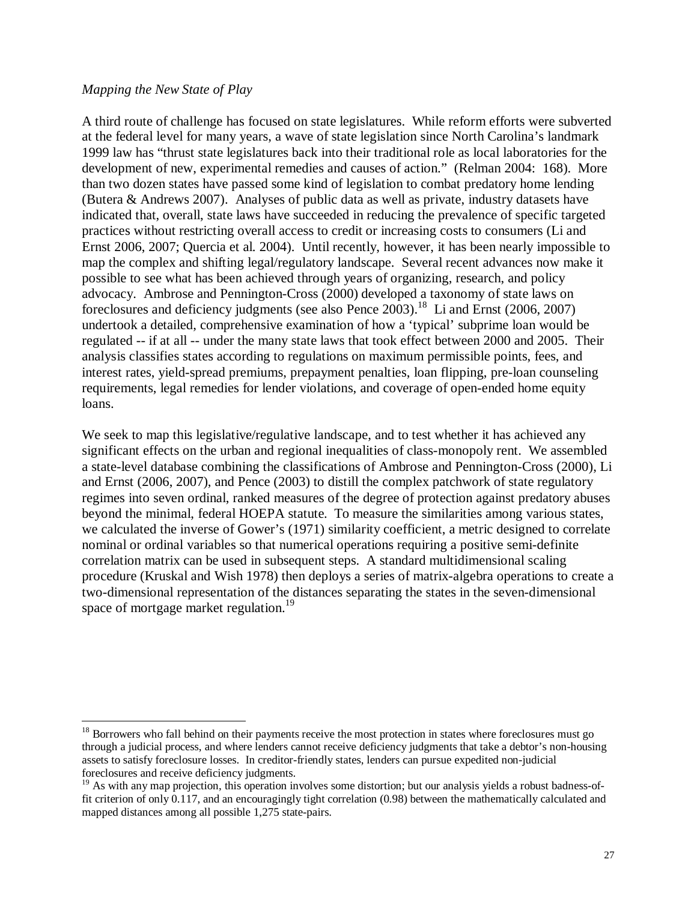*Mapping the New State of Play*

A third route of challenge has focused on state legislatures. While reform efforts were subverted at the federal level for many years, a wave of state legislation since North Carolina's landmark 1999 law has "thrust state legislatures back into their traditional role as local laboratories for the development of new, experimental remedies and causes of action." (Relman 2004: 168). More than two dozen states have passed some kind of legislation to combat predatory home lending (Butera & Andrews 2007). Analyses of public data as well as private, industry datasets have indicated that, overall, state laws have succeeded in reducing the prevalence of specific targeted practices without restricting overall access to credit or increasing costs to consumers (Li and Ernst 2006, 2007; Quercia et al. 2004). Until recently, however, it has been nearly impossible to map the complex and shifting legal/regulatory landscape. Several recent advances now make it possible to see what has been achieved through years of organizing, research, and policy advocacy. Ambrose and Pennington-Cross (2000) developed a taxonomy of state laws on foreclosures and deficiency judgments (see also Pence 2003).[18] Li and Ernst (2006, 2007) undertook a detailed, comprehensive examination of how a 'typical' subprime loan would be regulated -- if at all -- under the many state laws that took effect between 2000 and 2005. Their analysis classifies states according to regulations on maximum permissible points, fees, and interest rates, yield-spread premiums, prepayment penalties, loan flipping, pre-loan counseling requirements, legal remedies for lender violations, and coverage of open-ended home equity loans.

We seek to map this legislative/regulative landscape, and to test whether it has achieved any significant effects on the urban and regional inequalities of class-monopoly rent. We assembled a state-level database combining the classifications of Ambrose and Pennington-Cross (2000), Li and Ernst (2006, 2007), and Pence (2003) to distill the complex patchwork of state regulatory regimes into seven ordinal, ranked measures of the degree of protection against predatory abuses beyond the minimal, federal HOEPA statute. To measure the similarities among various states, we calculated the inverse of Gower's (1971) similarity coefficient, a metric designed to correlate nominal or ordinal variables so that numerical operations requiring a positive semi-definite correlation matrix can be used in subsequent steps. A standard multidimensional scaling procedure (Kruskal and Wish 1978) then deploys a series of matrix-algebra operations to create a two-dimensional representation of the distances separating the states in the seven-dimensional space of mortgage market regulation.[19]

---

[18] Borrowers who fall behind on their payments receive the most protection in states where foreclosures must go through a judicial process, and where lenders cannot receive deficiency judgments that take a debtor's non-housing assets to satisfy foreclosure losses. In creditor-friendly states, lenders can pursue expedited non-judicial foreclosures and receive deficiency judgments.

[19] As with any map projection, this operation involves some distortion; but our analysis yields a robust badness-of-fit criterion of only 0.117, and an encouragingly tight correlation (0.98) between the mathematically calculated and mapped distances among all possible 1,275 state-pairs.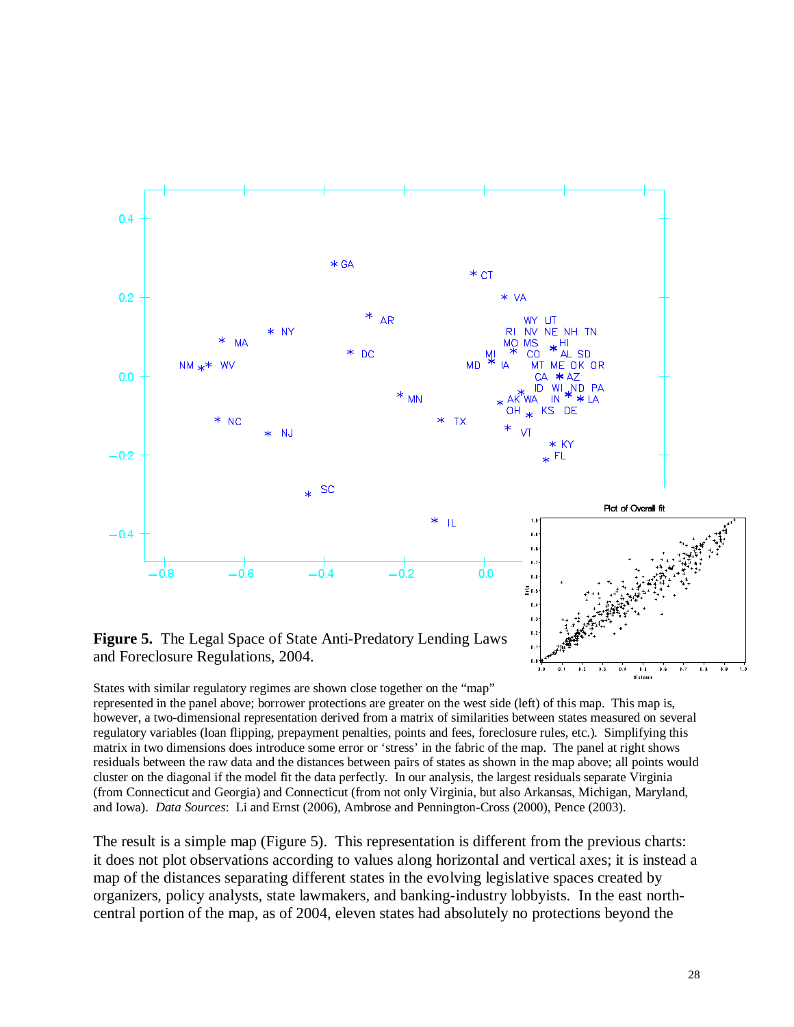**Figure 5.** The Legal Space of State Anti-Predatory Lending Laws and Foreclosure Regulations, 2004.

States with similar regulatory regimes are shown close together on the "map" represented in the panel above; borrower protections are greater on the west side (left) of this map. This map is, however, a two-dimensional representation derived from a matrix of similarities between states measured on several regulatory variables (loan flipping, prepayment penalties, points and fees, foreclosure rules, etc.). Simplifying this matrix in two dimensions does introduce some error or 'stress' in the fabric of the map. The panel at right shows residuals between the raw data and the distances between pairs of states as shown in the map above; all points would cluster on the diagonal if the model fit the data perfectly. In our analysis, the largest residuals separate Virginia (from Connecticut and Georgia) and Connecticut (from not only Virginia, but also Arkansas, Michigan, Maryland, and Iowa). *Data Sources*: Li and Ernst (2006), Ambrose and Pennington-Cross (2000), Pence (2003).

The result is a simple map (Figure 5). This representation is different from the previous charts: it does not plot observations according to values along horizontal and vertical axes; it is instead a map of the distances separating different states in the evolving legislative spaces created by organizers, policy analysts, state lawmakers, and banking-industry lobbyists. In the east north-central portion of the map, as of 2004, eleven states had absolutely no protections beyond the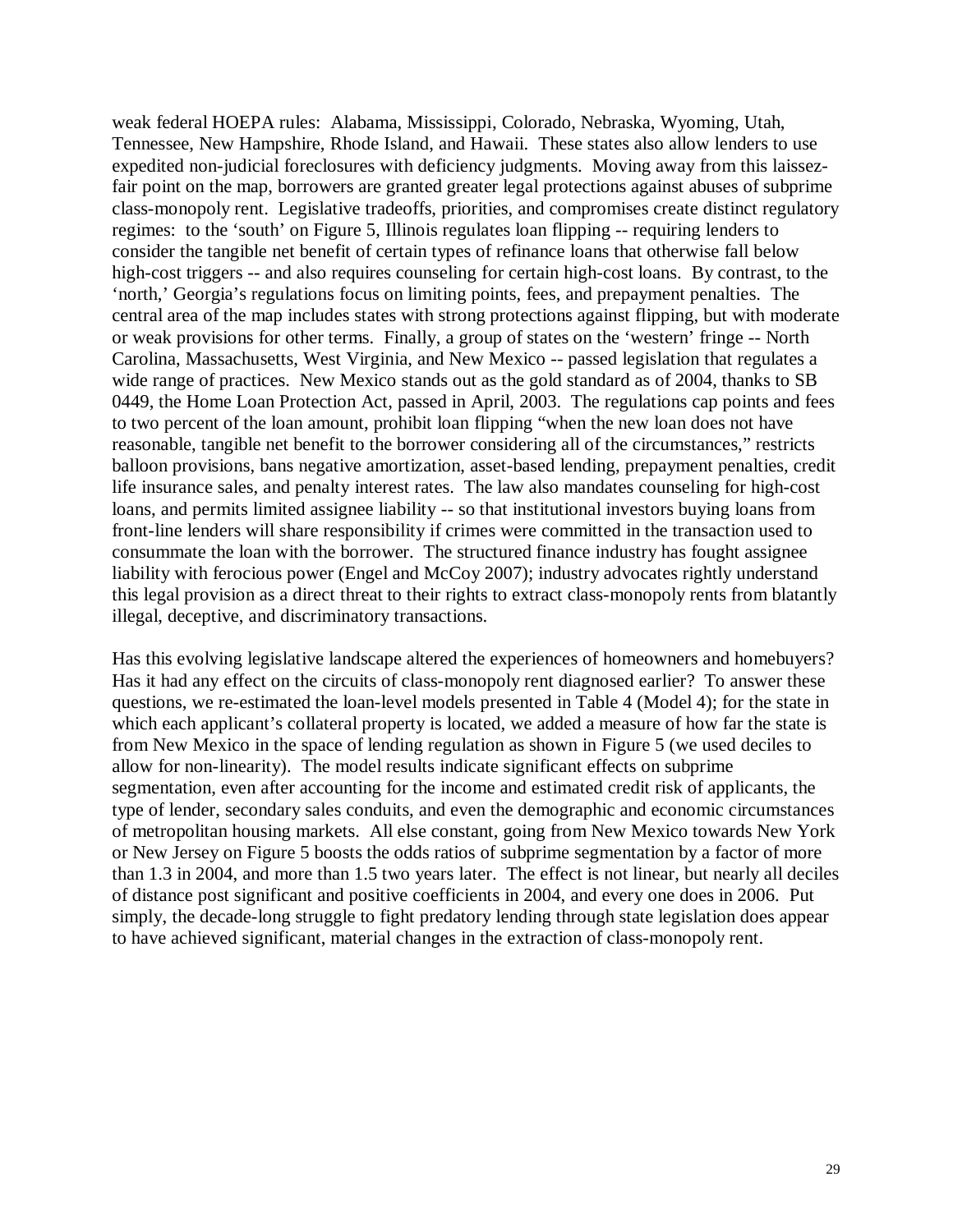weak federal HOEPA rules: Alabama, Mississippi, Colorado, Nebraska, Wyoming, Utah, Tennessee, New Hampshire, Rhode Island, and Hawaii. These states also allow lenders to use expedited non-judicial foreclosures with deficiency judgments. Moving away from this laissez-fair point on the map, borrowers are granted greater legal protections against abuses of subprime class-monopoly rent. Legislative tradeoffs, priorities, and compromises create distinct regulatory regimes: to the 'south' on Figure 5, Illinois regulates loan flipping -- requiring lenders to consider the tangible net benefit of certain types of refinance loans that otherwise fall below high-cost triggers -- and also requires counseling for certain high-cost loans. By contrast, to the 'north,' Georgia's regulations focus on limiting points, fees, and prepayment penalties. The central area of the map includes states with strong protections against flipping, but with moderate or weak provisions for other terms. Finally, a group of states on the 'western' fringe -- North Carolina, Massachusetts, West Virginia, and New Mexico -- passed legislation that regulates a wide range of practices. New Mexico stands out as the gold standard as of 2004, thanks to SB 0449, the Home Loan Protection Act, passed in April, 2003. The regulations cap points and fees to two percent of the loan amount, prohibit loan flipping "when the new loan does not have reasonable, tangible net benefit to the borrower considering all of the circumstances," restricts balloon provisions, bans negative amortization, asset-based lending, prepayment penalties, credit life insurance sales, and penalty interest rates. The law also mandates counseling for high-cost loans, and permits limited assignee liability -- so that institutional investors buying loans from front-line lenders will share responsibility if crimes were committed in the transaction used to consummate the loan with the borrower. The structured finance industry has fought assignee liability with ferocious power (Engel and McCoy 2007); industry advocates rightly understand this legal provision as a direct threat to their rights to extract class-monopoly rents from blatantly illegal, deceptive, and discriminatory transactions.

Has this evolving legislative landscape altered the experiences of homeowners and homebuyers? Has it had any effect on the circuits of class-monopoly rent diagnosed earlier? To answer these questions, we re-estimated the loan-level models presented in Table 4 (Model 4); for the state in which each applicant's collateral property is located, we added a measure of how far the state is from New Mexico in the space of lending regulation as shown in Figure 5 (we used deciles to allow for non-linearity). The model results indicate significant effects on subprime segmentation, even after accounting for the income and estimated credit risk of applicants, the type of lender, secondary sales conduits, and even the demographic and economic circumstances of metropolitan housing markets. All else constant, going from New Mexico towards New York or New Jersey on Figure 5 boosts the odds ratios of subprime segmentation by a factor of more than 1.3 in 2004, and more than 1.5 two years later. The effect is not linear, but nearly all deciles of distance post significant and positive coefficients in 2004, and every one does in 2006. Put simply, the decade-long struggle to fight predatory lending through state legislation does appear to have achieved significant, material changes in the extraction of class-monopoly rent.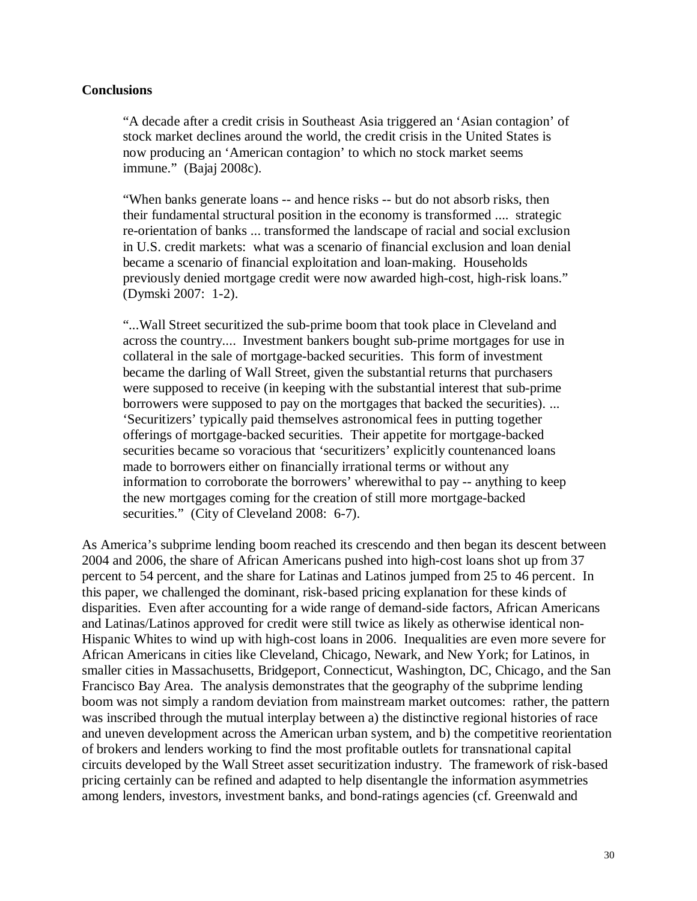**Conclusions**

> "A decade after a credit crisis in Southeast Asia triggered an 'Asian contagion' of stock market declines around the world, the credit crisis in the United States is now producing an 'American contagion' to which no stock market seems immune." (Bajaj 2008c).

> "When banks generate loans -- and hence risks -- but do not absorb risks, then their fundamental structural position in the economy is transformed .... strategic re-orientation of banks ... transformed the landscape of racial and social exclusion in U.S. credit markets: what was a scenario of financial exclusion and loan denial became a scenario of financial exploitation and loan-making. Households previously denied mortgage credit were now awarded high-cost, high-risk loans." (Dymski 2007: 1-2).

> "...Wall Street securitized the sub-prime boom that took place in Cleveland and across the country.... Investment bankers bought sub-prime mortgages for use in collateral in the sale of mortgage-backed securities. This form of investment became the darling of Wall Street, given the substantial returns that purchasers were supposed to receive (in keeping with the substantial interest that sub-prime borrowers were supposed to pay on the mortgages that backed the securities). ... 'Securitizers' typically paid themselves astronomical fees in putting together offerings of mortgage-backed securities. Their appetite for mortgage-backed securities became so voracious that 'securitizers' explicitly countenanced loans made to borrowers either on financially irrational terms or without any information to corroborate the borrowers' wherewithal to pay -- anything to keep the new mortgages coming for the creation of still more mortgage-backed securities." (City of Cleveland 2008: 6-7).

As America's subprime lending boom reached its crescendo and then began its descent between 2004 and 2006, the share of African Americans pushed into high-cost loans shot up from 37 percent to 54 percent, and the share for Latinas and Latinos jumped from 25 to 46 percent. In this paper, we challenged the dominant, risk-based pricing explanation for these kinds of disparities. Even after accounting for a wide range of demand-side factors, African Americans and Latinas/Latinos approved for credit were still twice as likely as otherwise identical non-Hispanic Whites to wind up with high-cost loans in 2006. Inequalities are even more severe for African Americans in cities like Cleveland, Chicago, Newark, and New York; for Latinos, in smaller cities in Massachusetts, Bridgeport, Connecticut, Washington, DC, Chicago, and the San Francisco Bay Area. The analysis demonstrates that the geography of the subprime lending boom was not simply a random deviation from mainstream market outcomes: rather, the pattern was inscribed through the mutual interplay between a) the distinctive regional histories of race and uneven development across the American urban system, and b) the competitive reorientation of brokers and lenders working to find the most profitable outlets for transnational capital circuits developed by the Wall Street asset securitization industry. The framework of risk-based pricing certainly can be refined and adapted to help disentangle the information asymmetries among lenders, investors, investment banks, and bond-ratings agencies (cf. Greenwald and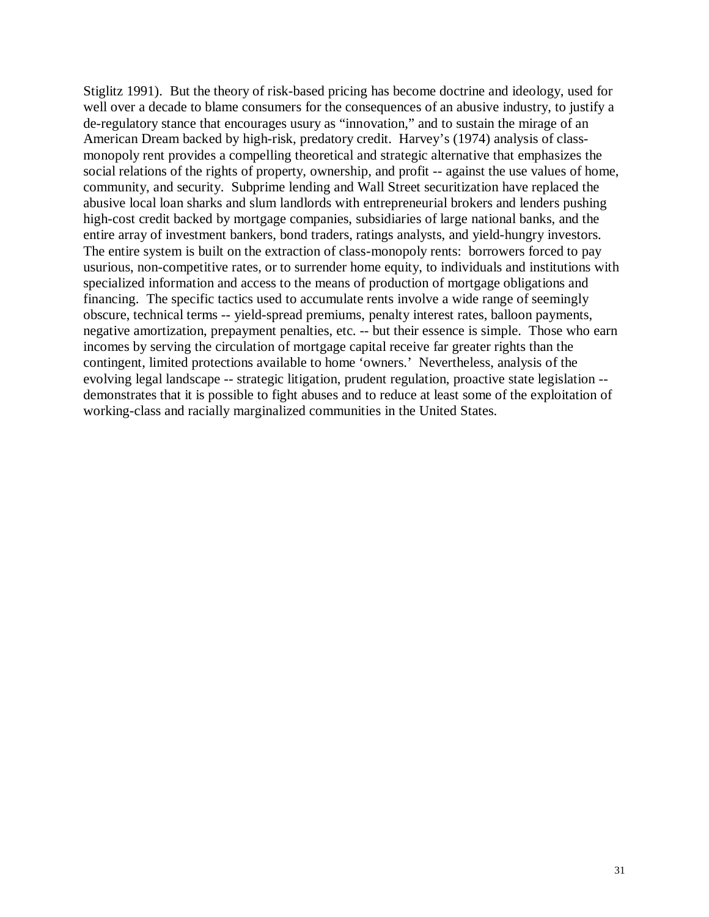Stiglitz 1991). But the theory of risk-based pricing has become doctrine and ideology, used for well over a decade to blame consumers for the consequences of an abusive industry, to justify a de-regulatory stance that encourages usury as "innovation," and to sustain the mirage of an American Dream backed by high-risk, predatory credit. Harvey's (1974) analysis of class-monopoly rent provides a compelling theoretical and strategic alternative that emphasizes the social relations of the rights of property, ownership, and profit -- against the use values of home, community, and security. Subprime lending and Wall Street securitization have replaced the abusive local loan sharks and slum landlords with entrepreneurial brokers and lenders pushing high-cost credit backed by mortgage companies, subsidiaries of large national banks, and the entire array of investment bankers, bond traders, ratings analysts, and yield-hungry investors. The entire system is built on the extraction of class-monopoly rents: borrowers forced to pay usurious, non-competitive rates, or to surrender home equity, to individuals and institutions with specialized information and access to the means of production of mortgage obligations and financing. The specific tactics used to accumulate rents involve a wide range of seemingly obscure, technical terms -- yield-spread premiums, penalty interest rates, balloon payments, negative amortization, prepayment penalties, etc. -- but their essence is simple. Those who earn incomes by serving the circulation of mortgage capital receive far greater rights than the contingent, limited protections available to home 'owners.' Nevertheless, analysis of the evolving legal landscape -- strategic litigation, prudent regulation, proactive state legislation -- demonstrates that it is possible to fight abuses and to reduce at least some of the exploitation of working-class and racially marginalized communities in the United States.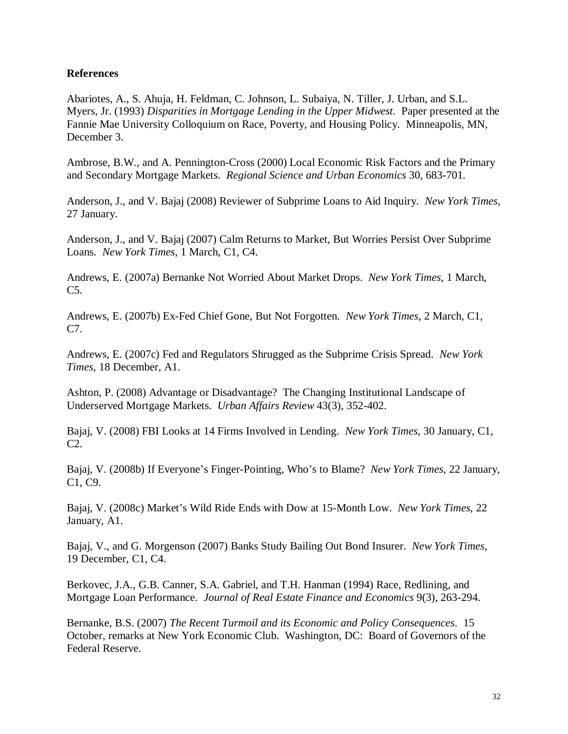## References

Abariotes, A., S. Ahuja, H. Feldman, C. Johnson, L. Subaiya, N. Tiller, J. Urban, and S.L. Myers, Jr. (1993) *Disparities in Mortgage Lending in the Upper Midwest.* Paper presented at the Fannie Mae University Colloquium on Race, Poverty, and Housing Policy. Minneapolis, MN, December 3.

Ambrose, B.W., and A. Pennington-Cross (2000) Local Economic Risk Factors and the Primary and Secondary Mortgage Markets. *Regional Science and Urban Economics* 30, 683-701.

Anderson, J., and V. Bajaj (2008) Reviewer of Subprime Loans to Aid Inquiry. *New York Times*, 27 January.

Anderson, J., and V. Bajaj (2007) Calm Returns to Market, But Worries Persist Over Subprime Loans. *New York Times*, 1 March, C1, C4.

Andrews, E. (2007a) Bernanke Not Worried About Market Drops. *New York Times*, 1 March, C5.

Andrews, E. (2007b) Ex-Fed Chief Gone, But Not Forgotten. *New York Times*, 2 March, C1, C7.

Andrews, E. (2007c) Fed and Regulators Shrugged as the Subprime Crisis Spread. *New York Times*, 18 December, A1.

Ashton, P. (2008) Advantage or Disadvantage? The Changing Institutional Landscape of Underserved Mortgage Markets. *Urban Affairs Review* 43(3), 352-402.

Bajaj, V. (2008) FBI Looks at 14 Firms Involved in Lending. *New York Times*, 30 January, C1, C2.

Bajaj, V. (2008b) If Everyone's Finger-Pointing, Who's to Blame? *New York Times*, 22 January, C1, C9.

Bajaj, V. (2008c) Market's Wild Ride Ends with Dow at 15-Month Low. *New York Times*, 22 January, A1.

Bajaj, V., and G. Morgenson (2007) Banks Study Bailing Out Bond Insurer. *New York Times*, 19 December, C1, C4.

Berkovec, J.A., G.B. Canner, S.A. Gabriel, and T.H. Hanman (1994) Race, Redlining, and Mortgage Loan Performance. *Journal of Real Estate Finance and Economics* 9(3), 263-294.

Bernanke, B.S. (2007) *The Recent Turmoil and its Economic and Policy Consequences*. 15 October, remarks at New York Economic Club. Washington, DC: Board of Governors of the Federal Reserve.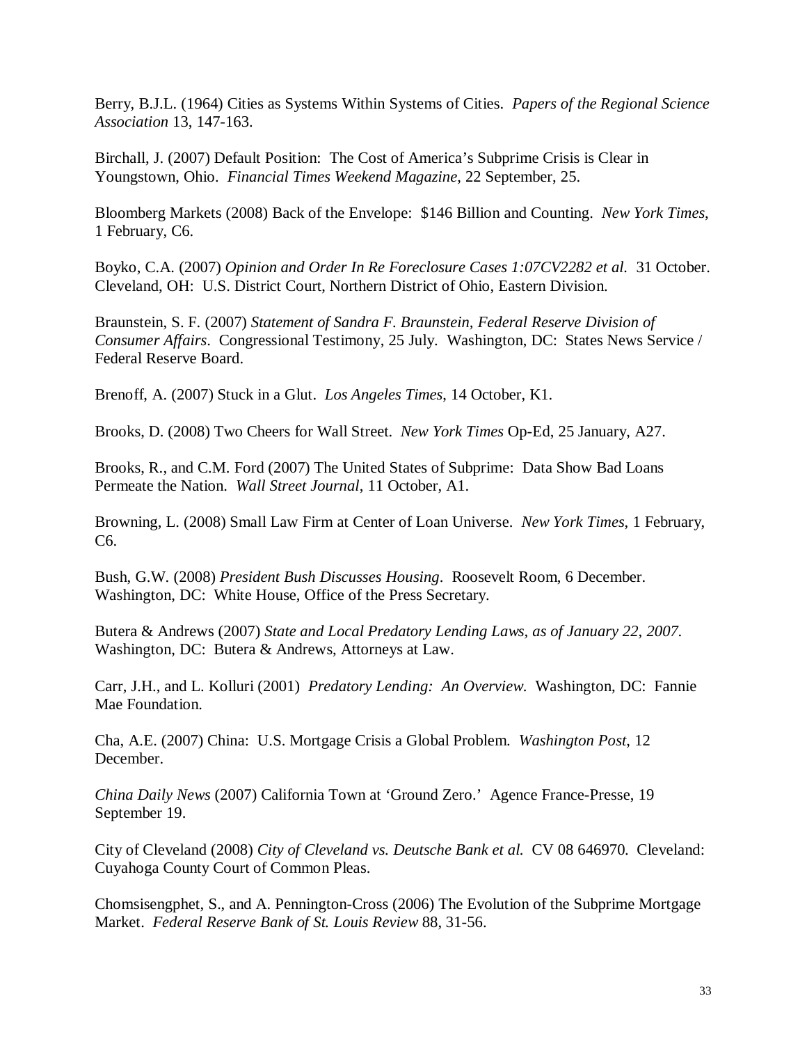Berry, B.J.L. (1964) Cities as Systems Within Systems of Cities. *Papers of the Regional Science Association* 13, 147-163.

Birchall, J. (2007) Default Position: The Cost of America's Subprime Crisis is Clear in Youngstown, Ohio. *Financial Times Weekend Magazine*, 22 September, 25.

Bloomberg Markets (2008) Back of the Envelope: $146 Billion and Counting. *New York Times*, 1 February, C6.

Boyko, C.A. (2007) *Opinion and Order In Re Foreclosure Cases 1:07CV2282 et al.* 31 October. Cleveland, OH: U.S. District Court, Northern District of Ohio, Eastern Division.

Braunstein, S. F. (2007) *Statement of Sandra F. Braunstein, Federal Reserve Division of Consumer Affairs*. Congressional Testimony, 25 July. Washington, DC: States News Service / Federal Reserve Board.

Brenoff, A. (2007) Stuck in a Glut. *Los Angeles Times*, 14 October, K1.

Brooks, D. (2008) Two Cheers for Wall Street. *New York Times* Op-Ed, 25 January, A27.

Brooks, R., and C.M. Ford (2007) The United States of Subprime: Data Show Bad Loans Permeate the Nation. *Wall Street Journal*, 11 October, A1.

Browning, L. (2008) Small Law Firm at Center of Loan Universe. *New York Times*, 1 February, C6.

Bush, G.W. (2008) *President Bush Discusses Housing*. Roosevelt Room, 6 December. Washington, DC: White House, Office of the Press Secretary.

Butera & Andrews (2007) *State and Local Predatory Lending Laws, as of January 22, 2007*. Washington, DC: Butera & Andrews, Attorneys at Law.

Carr, J.H., and L. Kolluri (2001) *Predatory Lending: An Overview.* Washington, DC: Fannie Mae Foundation.

Cha, A.E. (2007) China: U.S. Mortgage Crisis a Global Problem. *Washington Post*, 12 December.

*China Daily News* (2007) California Town at 'Ground Zero.' Agence France-Presse, 19 September 19.

City of Cleveland (2008) *City of Cleveland vs. Deutsche Bank et al.* CV 08 646970. Cleveland: Cuyahoga County Court of Common Pleas.

Chomsisengphet, S., and A. Pennington-Cross (2006) The Evolution of the Subprime Mortgage Market. *Federal Reserve Bank of St. Louis Review* 88, 31-56.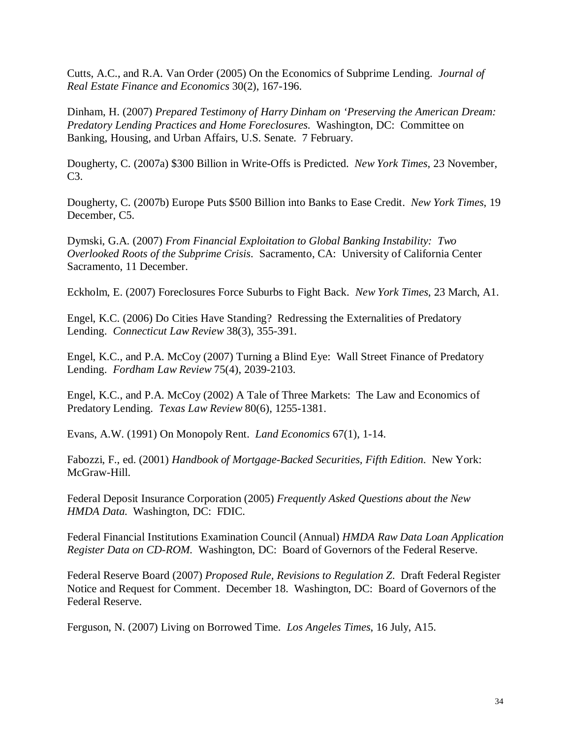Cutts, A.C., and R.A. Van Order (2005) On the Economics of Subprime Lending. *Journal of Real Estate Finance and Economics* 30(2), 167-196.

Dinham, H. (2007) *Prepared Testimony of Harry Dinham on 'Preserving the American Dream: Predatory Lending Practices and Home Foreclosures.* Washington, DC: Committee on Banking, Housing, and Urban Affairs, U.S. Senate. 7 February.

Dougherty, C. (2007a) $300 Billion in Write-Offs is Predicted. *New York Times*, 23 November, C3.

Dougherty, C. (2007b) Europe Puts $500 Billion into Banks to Ease Credit. *New York Times*, 19 December, C5.

Dymski, G.A. (2007) *From Financial Exploitation to Global Banking Instability: Two Overlooked Roots of the Subprime Crisis*. Sacramento, CA: University of California Center Sacramento, 11 December.

Eckholm, E. (2007) Foreclosures Force Suburbs to Fight Back. *New York Times*, 23 March, A1.

Engel, K.C. (2006) Do Cities Have Standing? Redressing the Externalities of Predatory Lending. *Connecticut Law Review* 38(3), 355-391.

Engel, K.C., and P.A. McCoy (2007) Turning a Blind Eye: Wall Street Finance of Predatory Lending. *Fordham Law Review* 75(4), 2039-2103.

Engel, K.C., and P.A. McCoy (2002) A Tale of Three Markets: The Law and Economics of Predatory Lending. *Texas Law Review* 80(6), 1255-1381.

Evans, A.W. (1991) On Monopoly Rent. *Land Economics* 67(1), 1-14.

Fabozzi, F., ed. (2001) *Handbook of Mortgage-Backed Securities, Fifth Edition*. New York: McGraw-Hill.

Federal Deposit Insurance Corporation (2005) *Frequently Asked Questions about the New HMDA Data.* Washington, DC: FDIC.

Federal Financial Institutions Examination Council (Annual) *HMDA Raw Data Loan Application Register Data on CD-ROM.* Washington, DC: Board of Governors of the Federal Reserve.

Federal Reserve Board (2007) *Proposed Rule, Revisions to Regulation Z.* Draft Federal Register Notice and Request for Comment. December 18. Washington, DC: Board of Governors of the Federal Reserve.

Ferguson, N. (2007) Living on Borrowed Time. *Los Angeles Times*, 16 July, A15.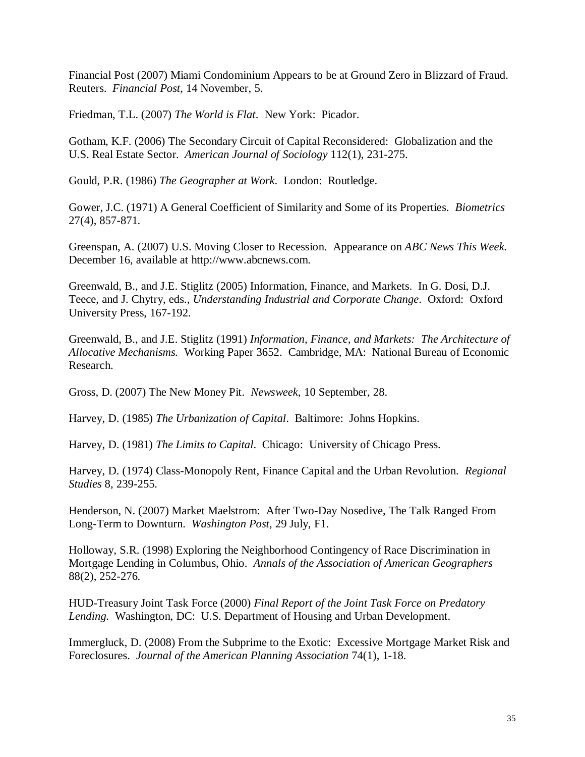Financial Post (2007) Miami Condominium Appears to be at Ground Zero in Blizzard of Fraud. Reuters. *Financial Post*, 14 November, 5.

Friedman, T.L. (2007) *The World is Flat*. New York: Picador.

Gotham, K.F. (2006) The Secondary Circuit of Capital Reconsidered: Globalization and the U.S. Real Estate Sector. *American Journal of Sociology* 112(1), 231-275.

Gould, P.R. (1986) *The Geographer at Work*. London: Routledge.

Gower, J.C. (1971) A General Coefficient of Similarity and Some of its Properties. *Biometrics* 27(4), 857-871.

Greenspan, A. (2007) U.S. Moving Closer to Recession. Appearance on *ABC News This Week.* December 16, available at http://www.abcnews.com.

Greenwald, B., and J.E. Stiglitz (2005) Information, Finance, and Markets. In G. Dosi, D.J. Teece, and J. Chytry, eds., *Understanding Industrial and Corporate Change*. Oxford: Oxford University Press, 167-192.

Greenwald, B., and J.E. Stiglitz (1991) *Information, Finance, and Markets: The Architecture of Allocative Mechanisms.* Working Paper 3652. Cambridge, MA: National Bureau of Economic Research.

Gross, D. (2007) The New Money Pit. *Newsweek*, 10 September, 28.

Harvey, D. (1985) *The Urbanization of Capital*. Baltimore: Johns Hopkins.

Harvey, D. (1981) *The Limits to Capital*. Chicago: University of Chicago Press.

Harvey, D. (1974) Class-Monopoly Rent, Finance Capital and the Urban Revolution. *Regional Studies* 8, 239-255.

Henderson, N. (2007) Market Maelstrom: After Two-Day Nosedive, The Talk Ranged From Long-Term to Downturn. *Washington Post,* 29 July, F1.

Holloway, S.R. (1998) Exploring the Neighborhood Contingency of Race Discrimination in Mortgage Lending in Columbus, Ohio. *Annals of the Association of American Geographers* 88(2), 252-276.

HUD-Treasury Joint Task Force (2000) *Final Report of the Joint Task Force on Predatory Lending.* Washington, DC: U.S. Department of Housing and Urban Development.

Immergluck, D. (2008) From the Subprime to the Exotic: Excessive Mortgage Market Risk and Foreclosures. *Journal of the American Planning Association* 74(1), 1-18.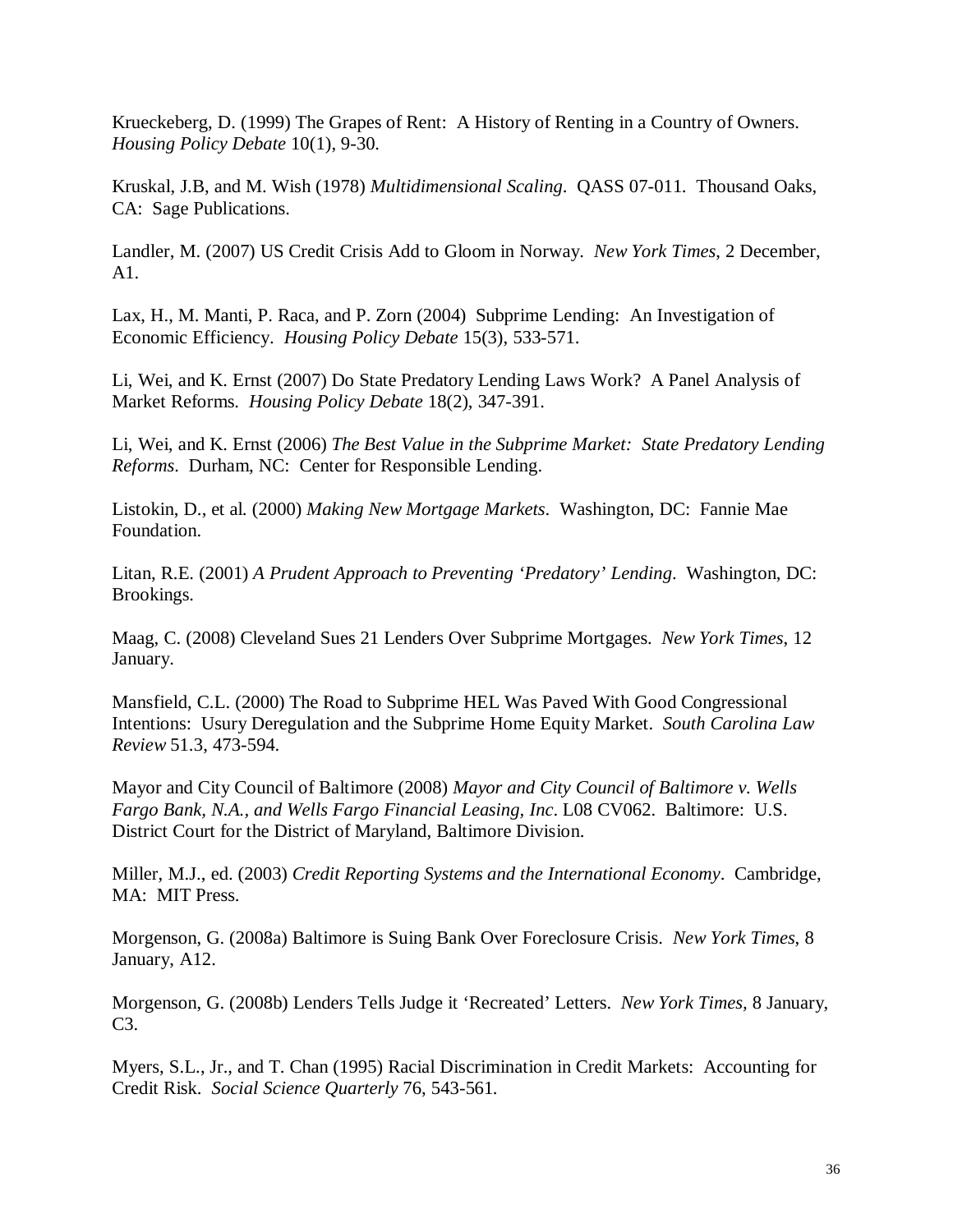Krueckeberg, D. (1999) The Grapes of Rent: A History of Renting in a Country of Owners. *Housing Policy Debate* 10(1), 9-30.

Kruskal, J.B, and M. Wish (1978) *Multidimensional Scaling*. QASS 07-011. Thousand Oaks, CA: Sage Publications.

Landler, M. (2007) US Credit Crisis Add to Gloom in Norway. *New York Times*, 2 December, A1.

Lax, H., M. Manti, P. Raca, and P. Zorn (2004) Subprime Lending: An Investigation of Economic Efficiency. *Housing Policy Debate* 15(3), 533-571.

Li, Wei, and K. Ernst (2007) Do State Predatory Lending Laws Work? A Panel Analysis of Market Reforms. *Housing Policy Debate* 18(2), 347-391.

Li, Wei, and K. Ernst (2006) *The Best Value in the Subprime Market: State Predatory Lending Reforms*. Durham, NC: Center for Responsible Lending.

Listokin, D., et al. (2000) *Making New Mortgage Markets*. Washington, DC: Fannie Mae Foundation.

Litan, R.E. (2001) *A Prudent Approach to Preventing 'Predatory' Lending*. Washington, DC: Brookings.

Maag, C. (2008) Cleveland Sues 21 Lenders Over Subprime Mortgages. *New York Times*, 12 January.

Mansfield, C.L. (2000) The Road to Subprime HEL Was Paved With Good Congressional Intentions: Usury Deregulation and the Subprime Home Equity Market. *South Carolina Law Review* 51.3, 473-594.

Mayor and City Council of Baltimore (2008) *Mayor and City Council of Baltimore v. Wells Fargo Bank, N.A., and Wells Fargo Financial Leasing, Inc*. L08 CV062. Baltimore: U.S. District Court for the District of Maryland, Baltimore Division.

Miller, M.J., ed. (2003) *Credit Reporting Systems and the International Economy*. Cambridge, MA: MIT Press.

Morgenson, G. (2008a) Baltimore is Suing Bank Over Foreclosure Crisis. *New York Times*, 8 January, A12.

Morgenson, G. (2008b) Lenders Tells Judge it 'Recreated' Letters. *New York Times*, 8 January, C3.

Myers, S.L., Jr., and T. Chan (1995) Racial Discrimination in Credit Markets: Accounting for Credit Risk. *Social Science Quarterly* 76, 543-561.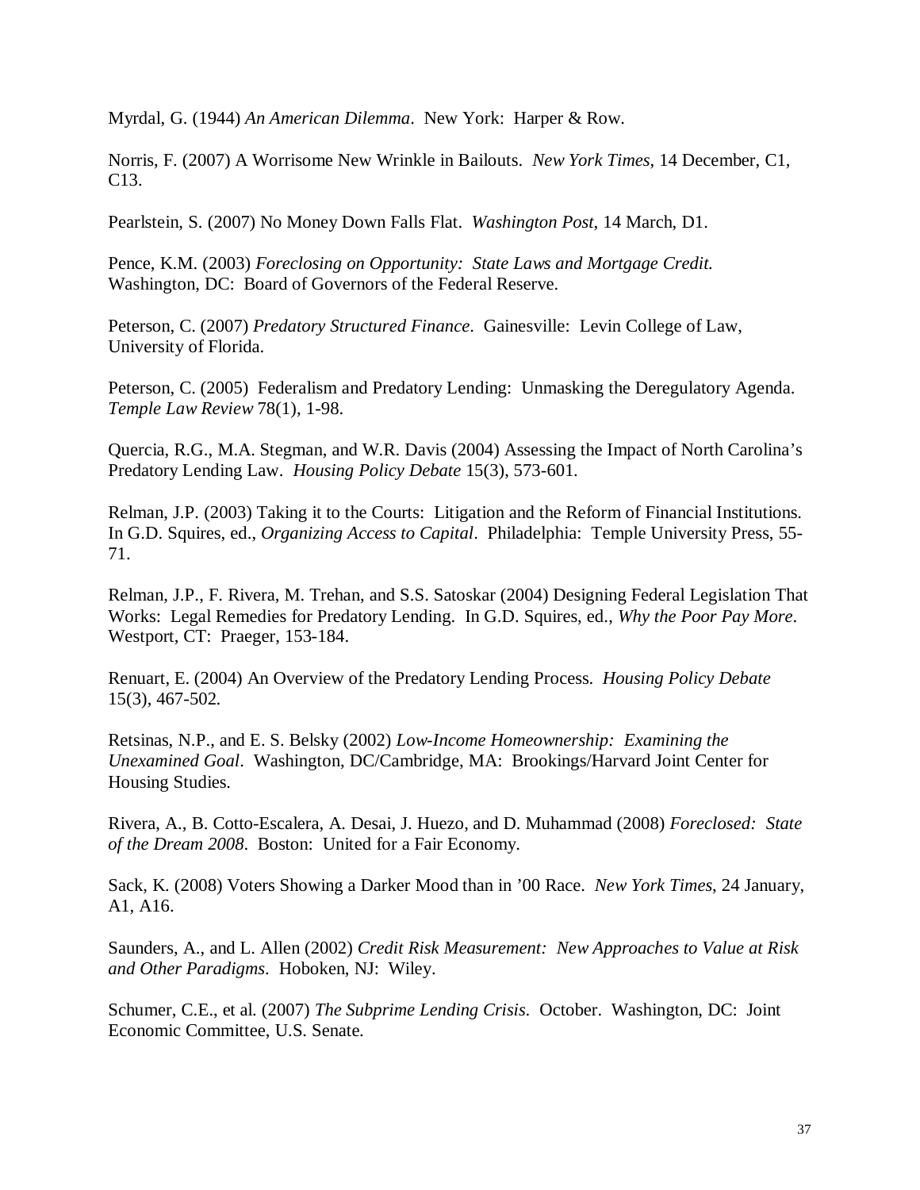Myrdal, G. (1944) *An American Dilemma*. New York: Harper & Row.

Norris, F. (2007) A Worrisome New Wrinkle in Bailouts. *New York Times*, 14 December, C1, C13.

Pearlstein, S. (2007) No Money Down Falls Flat. *Washington Post*, 14 March, D1.

Pence, K.M. (2003) *Foreclosing on Opportunity: State Laws and Mortgage Credit.* Washington, DC: Board of Governors of the Federal Reserve.

Peterson, C. (2007) *Predatory Structured Finance*. Gainesville: Levin College of Law, University of Florida.

Peterson, C. (2005) Federalism and Predatory Lending: Unmasking the Deregulatory Agenda. *Temple Law Review* 78(1), 1-98.

Quercia, R.G., M.A. Stegman, and W.R. Davis (2004) Assessing the Impact of North Carolina's Predatory Lending Law. *Housing Policy Debate* 15(3), 573-601.

Relman, J.P. (2003) Taking it to the Courts: Litigation and the Reform of Financial Institutions. In G.D. Squires, ed., *Organizing Access to Capital*. Philadelphia: Temple University Press, 55-71.

Relman, J.P., F. Rivera, M. Trehan, and S.S. Satoskar (2004) Designing Federal Legislation That Works: Legal Remedies for Predatory Lending. In G.D. Squires, ed., *Why the Poor Pay More*. Westport, CT: Praeger, 153-184.

Renuart, E. (2004) An Overview of the Predatory Lending Process. *Housing Policy Debate* 15(3), 467-502.

Retsinas, N.P., and E. S. Belsky (2002) *Low-Income Homeownership: Examining the Unexamined Goal*. Washington, DC/Cambridge, MA: Brookings/Harvard Joint Center for Housing Studies.

Rivera, A., B. Cotto-Escalera, A. Desai, J. Huezo, and D. Muhammad (2008) *Foreclosed: State of the Dream 2008*. Boston: United for a Fair Economy.

Sack, K. (2008) Voters Showing a Darker Mood than in '00 Race. *New York Times*, 24 January, A1, A16.

Saunders, A., and L. Allen (2002) *Credit Risk Measurement: New Approaches to Value at Risk and Other Paradigms*. Hoboken, NJ: Wiley.

Schumer, C.E., et al. (2007) *The Subprime Lending Crisis*. October. Washington, DC: Joint Economic Committee, U.S. Senate.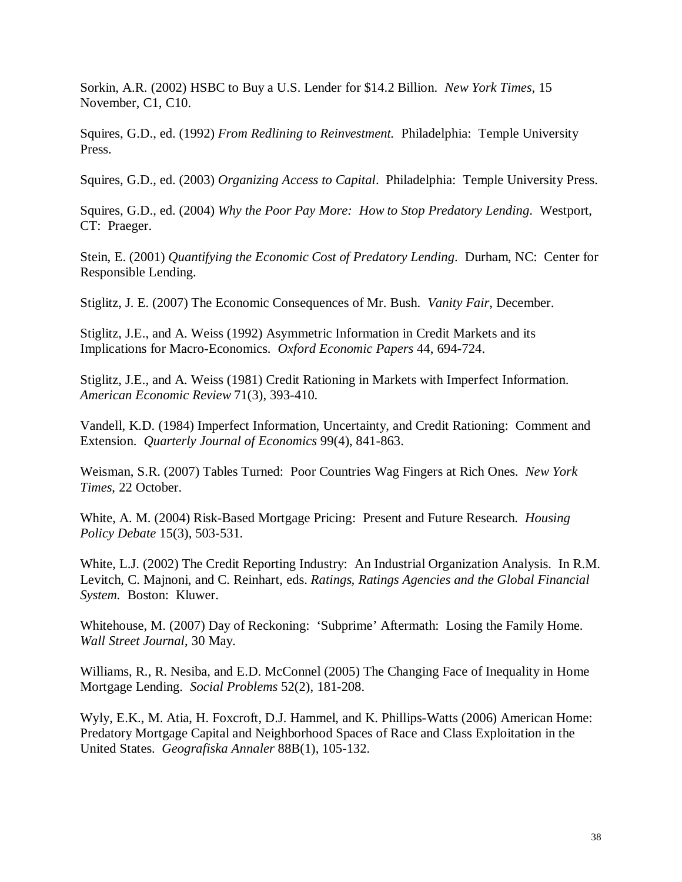Sorkin, A.R. (2002) HSBC to Buy a U.S. Lender for $14.2 Billion. *New York Times*, 15 November, C1, C10.

Squires, G.D., ed. (1992) *From Redlining to Reinvestment.* Philadelphia: Temple University Press.

Squires, G.D., ed. (2003) *Organizing Access to Capital*. Philadelphia: Temple University Press.

Squires, G.D., ed. (2004) *Why the Poor Pay More: How to Stop Predatory Lending*. Westport, CT: Praeger.

Stein, E. (2001) *Quantifying the Economic Cost of Predatory Lending*. Durham, NC: Center for Responsible Lending.

Stiglitz, J. E. (2007) The Economic Consequences of Mr. Bush. *Vanity Fair*, December.

Stiglitz, J.E., and A. Weiss (1992) Asymmetric Information in Credit Markets and its Implications for Macro-Economics. *Oxford Economic Papers* 44, 694-724.

Stiglitz, J.E., and A. Weiss (1981) Credit Rationing in Markets with Imperfect Information. *American Economic Review* 71(3), 393-410.

Vandell, K.D. (1984) Imperfect Information, Uncertainty, and Credit Rationing: Comment and Extension. *Quarterly Journal of Economics* 99(4), 841-863.

Weisman, S.R. (2007) Tables Turned: Poor Countries Wag Fingers at Rich Ones. *New York Times*, 22 October.

White, A. M. (2004) Risk-Based Mortgage Pricing: Present and Future Research. *Housing Policy Debate* 15(3), 503-531.

White, L.J. (2002) The Credit Reporting Industry: An Industrial Organization Analysis. In R.M. Levitch, C. Majnoni, and C. Reinhart, eds. *Ratings, Ratings Agencies and the Global Financial System*. Boston: Kluwer.

Whitehouse, M. (2007) Day of Reckoning: 'Subprime' Aftermath: Losing the Family Home. *Wall Street Journal*, 30 May.

Williams, R., R. Nesiba, and E.D. McConnel (2005) The Changing Face of Inequality in Home Mortgage Lending. *Social Problems* 52(2), 181-208.

Wyly, E.K., M. Atia, H. Foxcroft, D.J. Hammel, and K. Phillips-Watts (2006) American Home: Predatory Mortgage Capital and Neighborhood Spaces of Race and Class Exploitation in the United States. *Geografiska Annaler* 88B(1), 105-132.